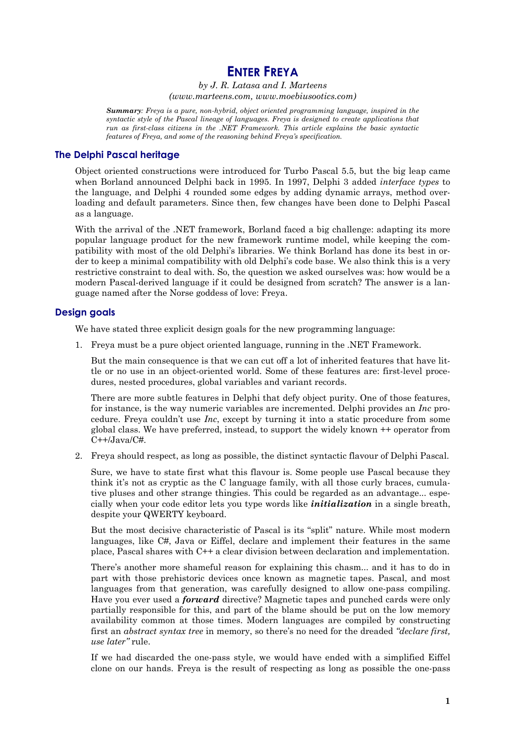# ENTER FREYA

*by J. R. Latasa and I. Marteens*
*(www.marteens.com, www.moebiusootics.com)*

***Summary**: Freya is a pure, non-hybrid, object oriented programming language, inspired in the syntactic style of the Pascal lineage of languages. Freya is designed to create applications that run as first-class citizens in the .NET Framework. This article explains the basic syntactic features of Freya, and some of the reasoning behind Freya's specification.*

## The Delphi Pascal heritage

Object oriented constructions were introduced for Turbo Pascal 5.5, but the big leap came when Borland announced Delphi back in 1995. In 1997, Delphi 3 added *interface types* to the language, and Delphi 4 rounded some edges by adding dynamic arrays, method overloading and default parameters. Since then, few changes have been done to Delphi Pascal as a language.

With the arrival of the .NET framework, Borland faced a big challenge: adapting its more popular language product for the new framework runtime model, while keeping the compatibility with most of the old Delphi's libraries. We think Borland has done its best in order to keep a minimal compatibility with old Delphi's code base. We also think this is a very restrictive constraint to deal with. So, the question we asked ourselves was: how would be a modern Pascal-derived language if it could be designed from scratch? The answer is a language named after the Norse goddess of love: Freya.

## Design goals

We have stated three explicit design goals for the new programming language:

1. Freya must be a pure object oriented language, running in the .NET Framework.

   But the main consequence is that we can cut off a lot of inherited features that have little or no use in an object-oriented world. Some of these features are: first-level procedures, nested procedures, global variables and variant records.

   There are more subtle features in Delphi that defy object purity. One of those features, for instance, is the way numeric variables are incremented. Delphi provides an *Inc* procedure. Freya couldn't use *Inc*, except by turning it into a static procedure from some global class. We have preferred, instead, to support the widely known ++ operator from C++/Java/C#.

2. Freya should respect, as long as possible, the distinct syntactic flavour of Delphi Pascal.

   Sure, we have to state first what this flavour is. Some people use Pascal because they think it's not as cryptic as the C language family, with all those curly braces, cumulative pluses and other strange thingies. This could be regarded as an advantage... especially when your code editor lets you type words like ***initialization*** in a single breath, despite your QWERTY keyboard.

   But the most decisive characteristic of Pascal is its "split" nature. While most modern languages, like C#, Java or Eiffel, declare and implement their features in the same place, Pascal shares with C++ a clear division between declaration and implementation.

   There's another more shameful reason for explaining this chasm... and it has to do in part with those prehistoric devices once known as magnetic tapes. Pascal, and most languages from that generation, was carefully designed to allow one-pass compiling. Have you ever used a ***forward*** directive? Magnetic tapes and punched cards were only partially responsible for this, and part of the blame should be put on the low memory availability common at those times. Modern languages are compiled by constructing first an *abstract syntax tree* in memory, so there's no need for the dreaded *"declare first, use later"* rule.

   If we had discarded the one-pass style, we would have ended with a simplified Eiffel clone on our hands. Freya is the result of respecting as long as possible the one-pass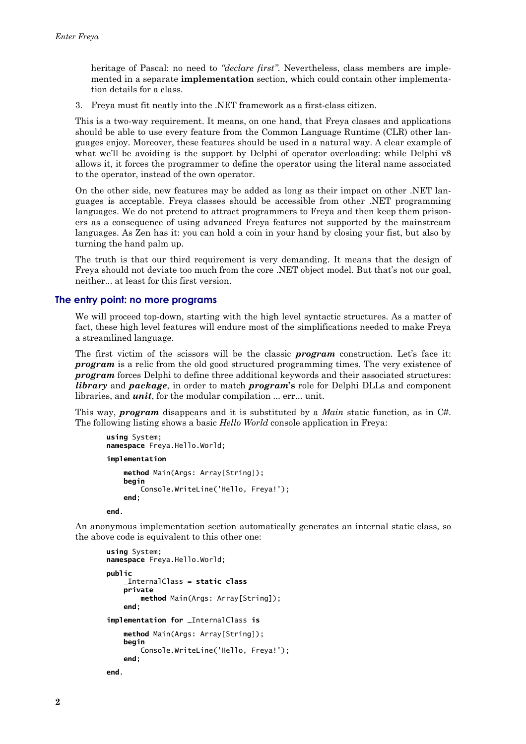heritage of Pascal: no need to *"declare first"*. Nevertheless, class members are implemented in a separate **implementation** section, which could contain other implementation details for a class.

3. Freya must fit neatly into the .NET framework as a first-class citizen.

This is a two-way requirement. It means, on one hand, that Freya classes and applications should be able to use every feature from the Common Language Runtime (CLR) other languages enjoy. Moreover, these features should be used in a natural way. A clear example of what we'll be avoiding is the support by Delphi of operator overloading: while Delphi v8 allows it, it forces the programmer to define the operator using the literal name associated to the operator, instead of the own operator.

On the other side, new features may be added as long as their impact on other .NET languages is acceptable. Freya classes should be accessible from other .NET programming languages. We do not pretend to attract programmers to Freya and then keep them prisoners as a consequence of using advanced Freya features not supported by the mainstream languages. As Zen has it: you can hold a coin in your hand by closing your fist, but also by turning the hand palm up.

The truth is that our third requirement is very demanding. It means that the design of Freya should not deviate too much from the core .NET object model. But that's not our goal, neither... at least for this first version.

## The entry point: no more programs

We will proceed top-down, starting with the high level syntactic structures. As a matter of fact, these high level features will endure most of the simplifications needed to make Freya a streamlined language.

The first victim of the scissors will be the classic ***program*** construction. Let's face it: ***program*** is a relic from the old good structured programming times. The very existence of ***program*** forces Delphi to define three additional keywords and their associated structures: ***library*** and ***package***, in order to match ***program*'s** role for Delphi DLLs and component libraries, and ***unit***, for the modular compilation ... err... unit.

This way, ***program*** disappears and it is substituted by a *Main* static function, as in C#. The following listing shows a basic *Hello World* console application in Freya:

```
using System;
namespace Freya.Hello.World;

implementation

    method Main(Args: Array[String]);
    begin
        Console.WriteLine('Hello, Freya!');
    end;

end.
```

An anonymous implementation section automatically generates an internal static class, so the above code is equivalent to this other one:

```
using System;
namespace Freya.Hello.World;

public
    _InternalClass = static class
    private
        method Main(Args: Array[String]);
    end;

implementation for _InternalClass is

    method Main(Args: Array[String]);
    begin
        Console.WriteLine('Hello, Freya!');
    end;

end.
```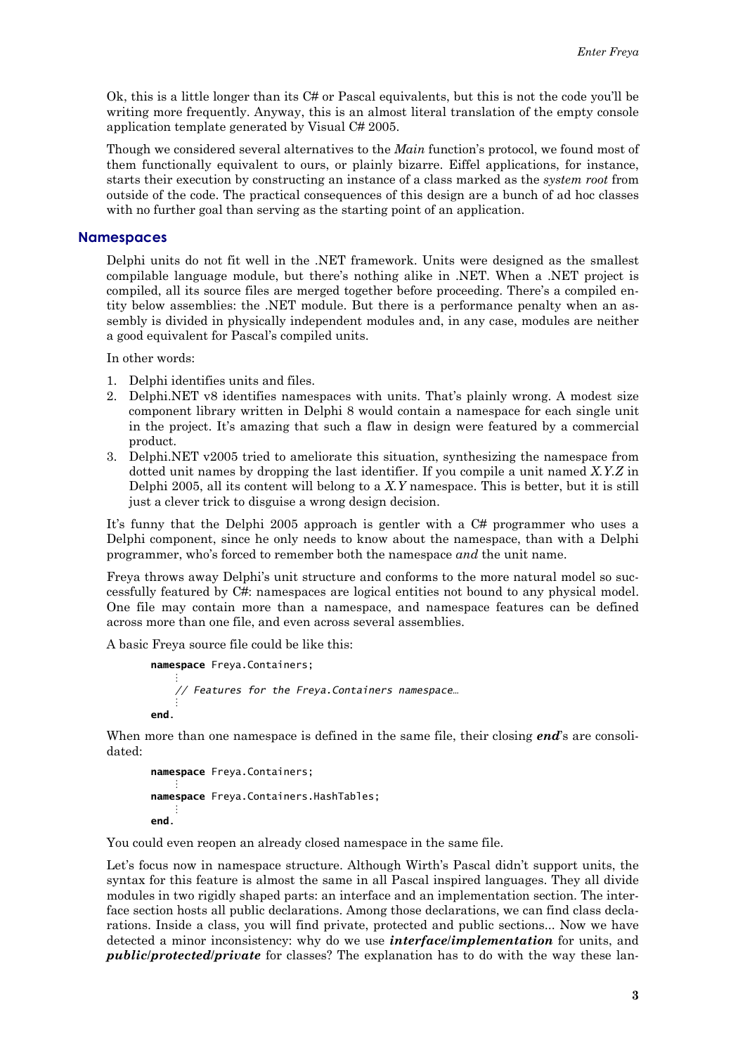Ok, this is a little longer than its C# or Pascal equivalents, but this is not the code you'll be writing more frequently. Anyway, this is an almost literal translation of the empty console application template generated by Visual C# 2005.

Though we considered several alternatives to the *Main* function's protocol, we found most of them functionally equivalent to ours, or plainly bizarre. Eiffel applications, for instance, starts their execution by constructing an instance of a class marked as the *system root* from outside of the code. The practical consequences of this design are a bunch of ad hoc classes with no further goal than serving as the starting point of an application.

## Namespaces

Delphi units do not fit well in the .NET framework. Units were designed as the smallest compilable language module, but there's nothing alike in .NET. When a .NET project is compiled, all its source files are merged together before proceeding. There's a compiled entity below assemblies: the .NET module. But there is a performance penalty when an assembly is divided in physically independent modules and, in any case, modules are neither a good equivalent for Pascal's compiled units.

In other words:

1. Delphi identifies units and files.
2. Delphi.NET v8 identifies namespaces with units. That's plainly wrong. A modest size component library written in Delphi 8 would contain a namespace for each single unit in the project. It's amazing that such a flaw in design were featured by a commercial product.
3. Delphi.NET v2005 tried to ameliorate this situation, synthesizing the namespace from dotted unit names by dropping the last identifier. If you compile a unit named *X.Y.Z* in Delphi 2005, all its content will belong to a *X.Y* namespace. This is better, but it is still just a clever trick to disguise a wrong design decision.

It's funny that the Delphi 2005 approach is gentler with a C# programmer who uses a Delphi component, since he only needs to know about the namespace, than with a Delphi programmer, who's forced to remember both the namespace *and* the unit name.

Freya throws away Delphi's unit structure and conforms to the more natural model so successfully featured by C#: namespaces are logical entities not bound to any physical model. One file may contain more than a namespace, and namespace features can be defined across more than one file, and even across several assemblies.

A basic Freya source file could be like this:

```
namespace Freya.Containers;
    ⋮
    // Features for the Freya.Containers namespace…
    ⋮
end.
```

When more than one namespace is defined in the same file, their closing ***end***'s are consolidated:

```
namespace Freya.Containers;
    ⋮
namespace Freya.Containers.HashTables;
    ⋮
end.
```

You could even reopen an already closed namespace in the same file.

Let's focus now in namespace structure. Although Wirth's Pascal didn't support units, the syntax for this feature is almost the same in all Pascal inspired languages. They all divide modules in two rigidly shaped parts: an interface and an implementation section. The interface section hosts all public declarations. Among those declarations, we can find class declarations. Inside a class, you will find private, protected and public sections... Now we have detected a minor inconsistency: why do we use ***interface***/***implementation*** for units, and ***public***/***protected***/***private*** for classes? The explanation has to do with the way these lan-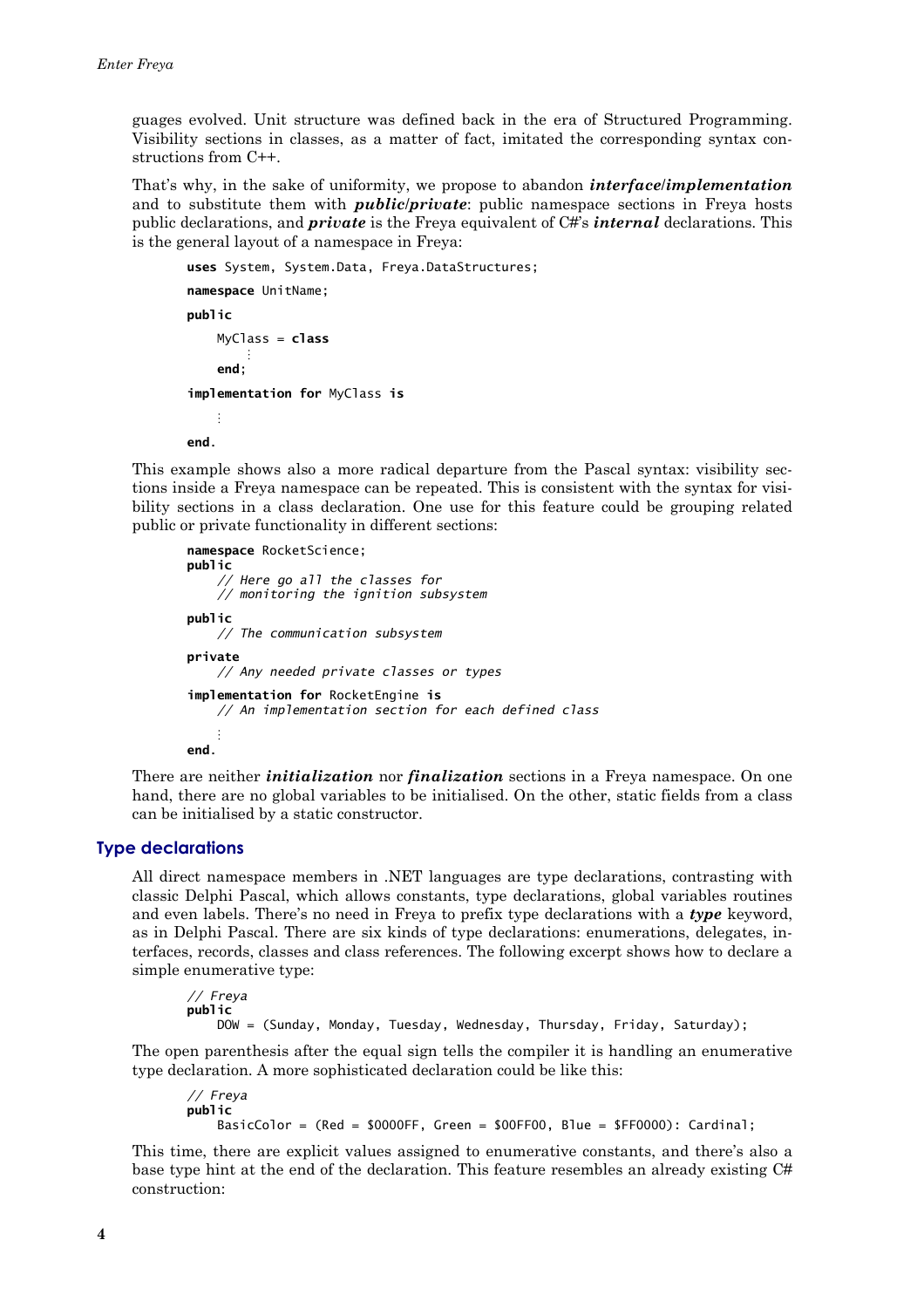guages evolved. Unit structure was defined back in the era of Structured Programming. Visibility sections in classes, as a matter of fact, imitated the corresponding syntax constructions from C++.

That's why, in the sake of uniformity, we propose to abandon ***interface/implementation*** and to substitute them with ***public/private***: public namespace sections in Freya hosts public declarations, and ***private*** is the Freya equivalent of C#'s ***internal*** declarations. This is the general layout of a namespace in Freya:

```
uses System, System.Data, Freya.DataStructures;

namespace UnitName;

public

    MyClass = class
        ⋮
    end;

implementation for MyClass is

    ⋮

end.
```

This example shows also a more radical departure from the Pascal syntax: visibility sections inside a Freya namespace can be repeated. This is consistent with the syntax for visibility sections in a class declaration. One use for this feature could be grouping related public or private functionality in different sections:

```
namespace RocketScience;
public
    // Here go all the classes for
    // monitoring the ignition subsystem

public
    // The communication subsystem

private
    // Any needed private classes or types

implementation for RocketEngine is
    // An implementation section for each defined class

    ⋮
end.
```

There are neither ***initialization*** nor ***finalization*** sections in a Freya namespace. On one hand, there are no global variables to be initialised. On the other, static fields from a class can be initialised by a static constructor.

## Type declarations

All direct namespace members in .NET languages are type declarations, contrasting with classic Delphi Pascal, which allows constants, type declarations, global variables routines and even labels. There's no need in Freya to prefix type declarations with a ***type*** keyword, as in Delphi Pascal. There are six kinds of type declarations: enumerations, delegates, interfaces, records, classes and class references. The following excerpt shows how to declare a simple enumerative type:

```
// Freya
public
    DOW = (Sunday, Monday, Tuesday, Wednesday, Thursday, Friday, Saturday);
```

The open parenthesis after the equal sign tells the compiler it is handling an enumerative type declaration. A more sophisticated declaration could be like this:

```
// Freya
public
    BasicColor = (Red = $0000FF, Green = $00FF00, Blue = $FF0000): Cardinal;
```

This time, there are explicit values assigned to enumerative constants, and there's also a base type hint at the end of the declaration. This feature resembles an already existing C# construction: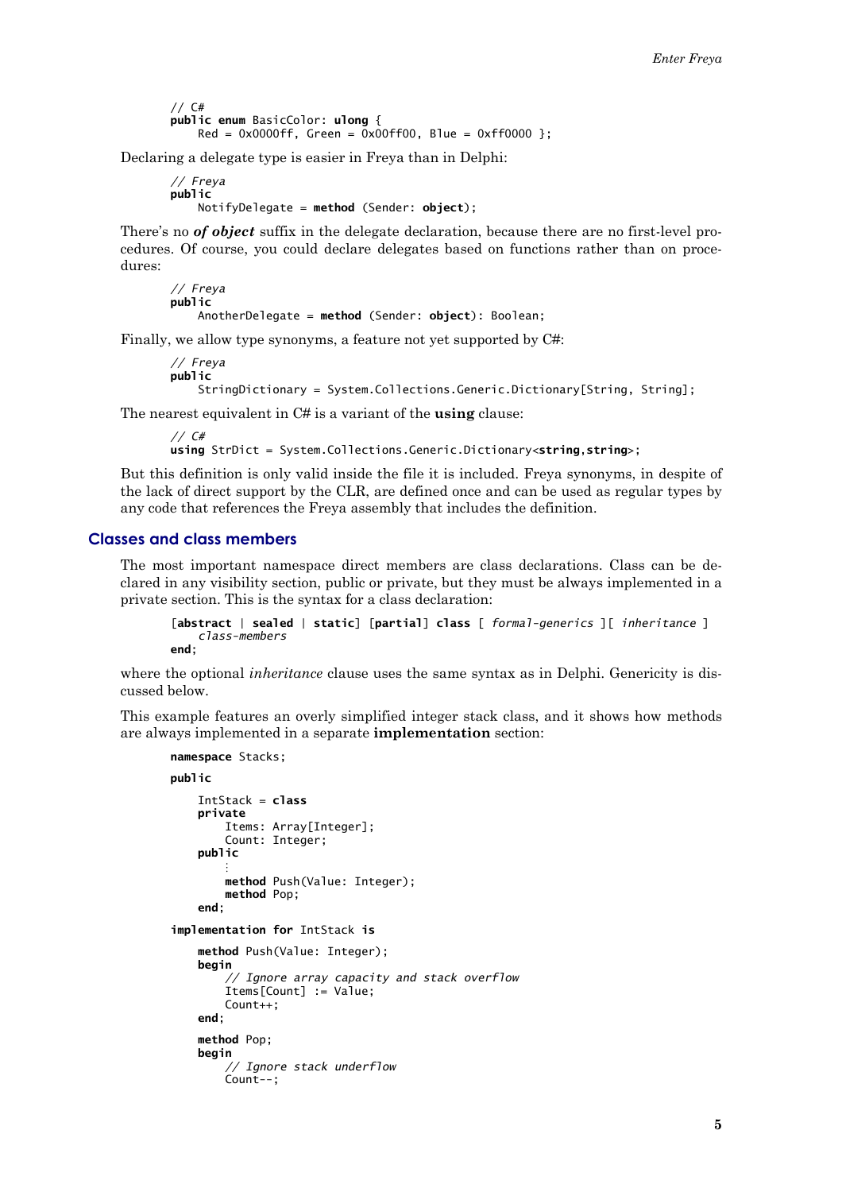```
// C#
public enum BasicColor: ulong {
    Red = 0x0000ff, Green = 0x00ff00, Blue = 0xff0000 };
```

Declaring a delegate type is easier in Freya than in Delphi:

```
// Freya
public
    NotifyDelegate = method (Sender: object);
```

There's no ***of object*** suffix in the delegate declaration, because there are no first-level procedures. Of course, you could declare delegates based on functions rather than on procedures:

```
// Freya
public
    AnotherDelegate = method (Sender: object): Boolean;
```

Finally, we allow type synonyms, a feature not yet supported by C#:

```
// Freya
public
    StringDictionary = System.Collections.Generic.Dictionary[String, String];
```

The nearest equivalent in C# is a variant of the **using** clause:

```
// C#
using StrDict = System.Collections.Generic.Dictionary<string,string>;
```

But this definition is only valid inside the file it is included. Freya synonyms, in despite of the lack of direct support by the CLR, are defined once and can be used as regular types by any code that references the Freya assembly that includes the definition.

## Classes and class members

The most important namespace direct members are class declarations. Class can be declared in any visibility section, public or private, but they must be always implemented in a private section. This is the syntax for a class declaration:

```
[abstract | sealed | static] [partial] class [ formal-generics ][ inheritance ]
    class-members
end;
```

where the optional *inheritance* clause uses the same syntax as in Delphi. Genericity is discussed below.

This example features an overly simplified integer stack class, and it shows how methods are always implemented in a separate **implementation** section:

```
namespace Stacks;

public

    IntStack = class
    private
        Items: Array[Integer];
        Count: Integer;
    public
        ⋮
        method Push(Value: Integer);
        method Pop;
    end;

implementation for IntStack is

    method Push(Value: Integer);
    begin
        // Ignore array capacity and stack overflow
        Items[Count] := Value;
        Count++;
    end;

    method Pop;
    begin
        // Ignore stack underflow
        Count--;
```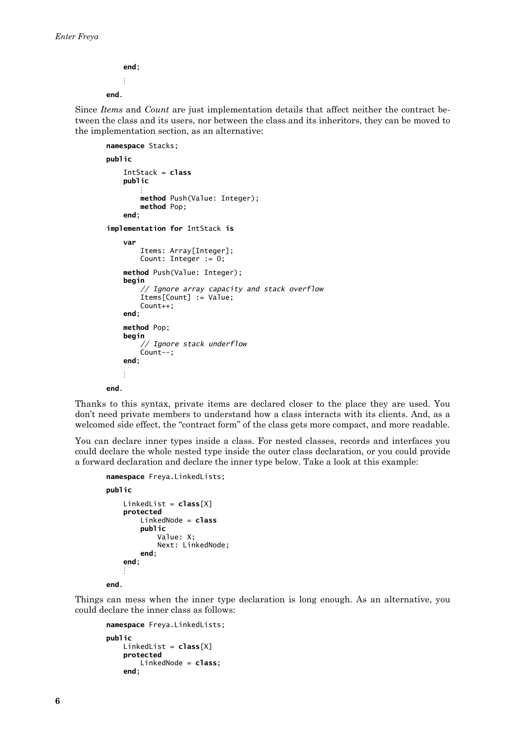```
        end;
        ⋮
    end.
```

Since *Items* and *Count* are just implementation details that affect neither the contract between the class and its users, nor between the class and its inheritors, they can be moved to the implementation section, as an alternative:

```
namespace Stacks;

public

    IntStack = class
    public
        ⋮
        method Push(Value: Integer);
        method Pop;
    end;

implementation for IntStack is

    var
        Items: Array[Integer];
        Count: Integer := 0;

    method Push(Value: Integer);
    begin
        // Ignore array capacity and stack overflow
        Items[Count] := Value;
        Count++;
    end;

    method Pop;
    begin
        // Ignore stack underflow
        Count--;
    end;

    ⋮

end.
```

Thanks to this syntax, private items are declared closer to the place they are used. You don't need private members to understand how a class interacts with its clients. And, as a welcomed side effect, the "contract form" of the class gets more compact, and more readable.

You can declare inner types inside a class. For nested classes, records and interfaces you could declare the whole nested type inside the outer class declaration, or you could provide a forward declaration and declare the inner type below. Take a look at this example:

```
namespace Freya.LinkedLists;

public

    LinkedList = class[X]
    protected
        LinkedNode = class
        public
            Value: X;
            Next: LinkedNode;
        end;
    end;
    ⋮

end.
```

Things can mess when the inner type declaration is long enough. As an alternative, you could declare the inner class as follows:

```
namespace Freya.LinkedLists;

public
    LinkedList = class[X]
    protected
        LinkedNode = class;
    end;
```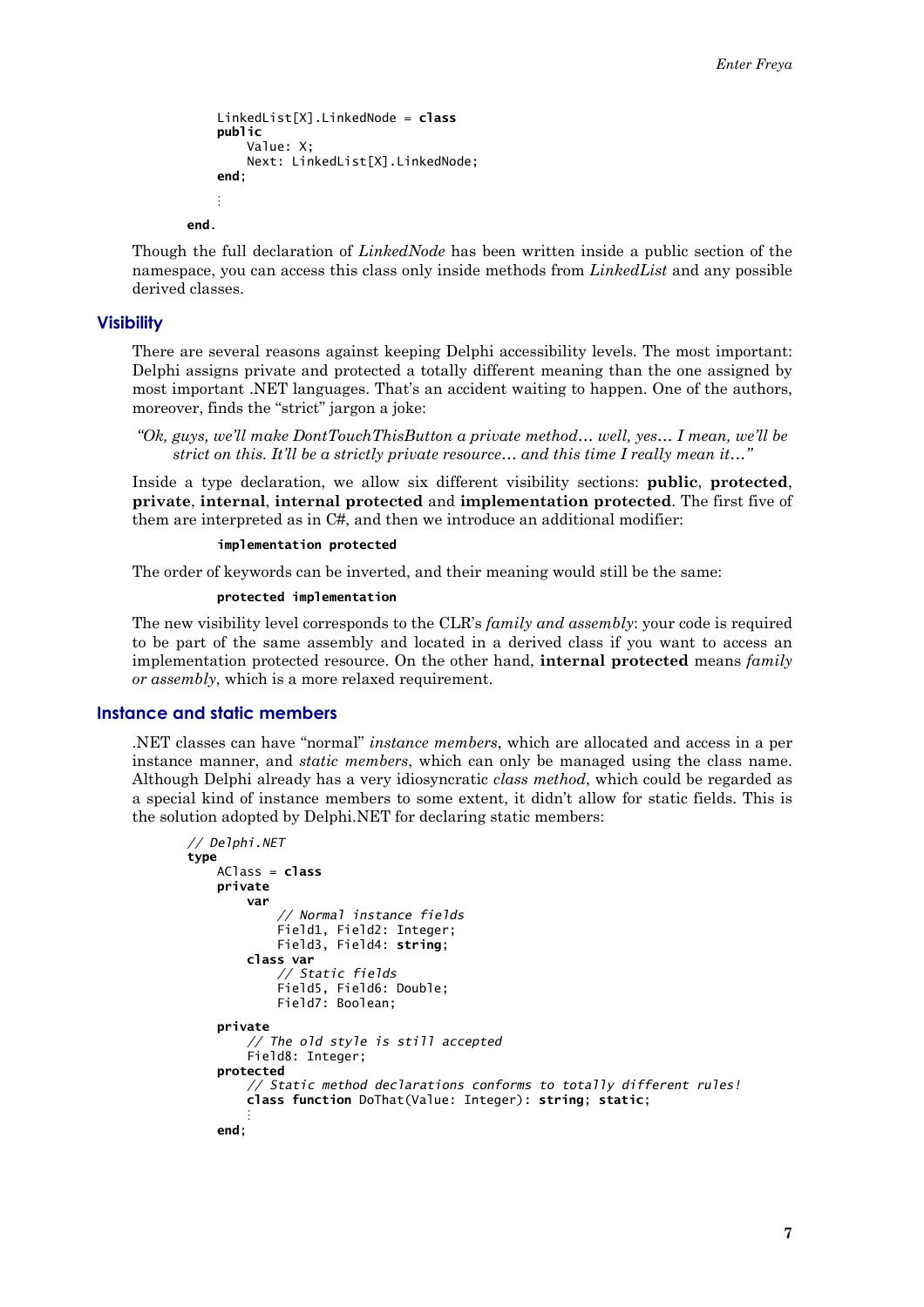```
        LinkedList[X].LinkedNode = class
        public
            Value: X;
            Next: LinkedList[X].LinkedNode;
        end;
        ⋮
    end.
```

Though the full declaration of *LinkedNode* has been written inside a public section of the namespace, you can access this class only inside methods from *LinkedList* and any possible derived classes.

## Visibility

There are several reasons against keeping Delphi accessibility levels. The most important: Delphi assigns private and protected a totally different meaning than the one assigned by most important .NET languages. That's an accident waiting to happen. One of the authors, moreover, finds the "strict" jargon a joke:

> *"Ok, guys, we'll make DontTouchThisButton a private method… well, yes… I mean, we'll be strict on this. It'll be a strictly private resource… and this time I really mean it…"*

Inside a type declaration, we allow six different visibility sections: **public**, **protected**, **private**, **internal**, **internal protected** and **implementation protected**. The first five of them are interpreted as in C#, and then we introduce an additional modifier:

```
implementation protected
```

The order of keywords can be inverted, and their meaning would still be the same:

```
protected implementation
```

The new visibility level corresponds to the CLR's *family and assembly*: your code is required to be part of the same assembly and located in a derived class if you want to access an implementation protected resource. On the other hand, **internal protected** means *family or assembly*, which is a more relaxed requirement.

## Instance and static members

.NET classes can have "normal" *instance members*, which are allocated and access in a per instance manner, and *static members*, which can only be managed using the class name. Although Delphi already has a very idiosyncratic *class method*, which could be regarded as a special kind of instance members to some extent, it didn't allow for static fields. This is the solution adopted by Delphi.NET for declaring static members:

```
// Delphi.NET
type
    AClass = class
    private
        var
            // Normal instance fields
            Field1, Field2: Integer;
            Field3, Field4: string;
        class var
            // Static fields
            Field5, Field6: Double;
            Field7: Boolean;

    private
        // The old style is still accepted
        Field8: Integer;
    protected
        // Static method declarations conforms to totally different rules!
        class function DoThat(Value: Integer): string; static;
        ⋮
    end;
```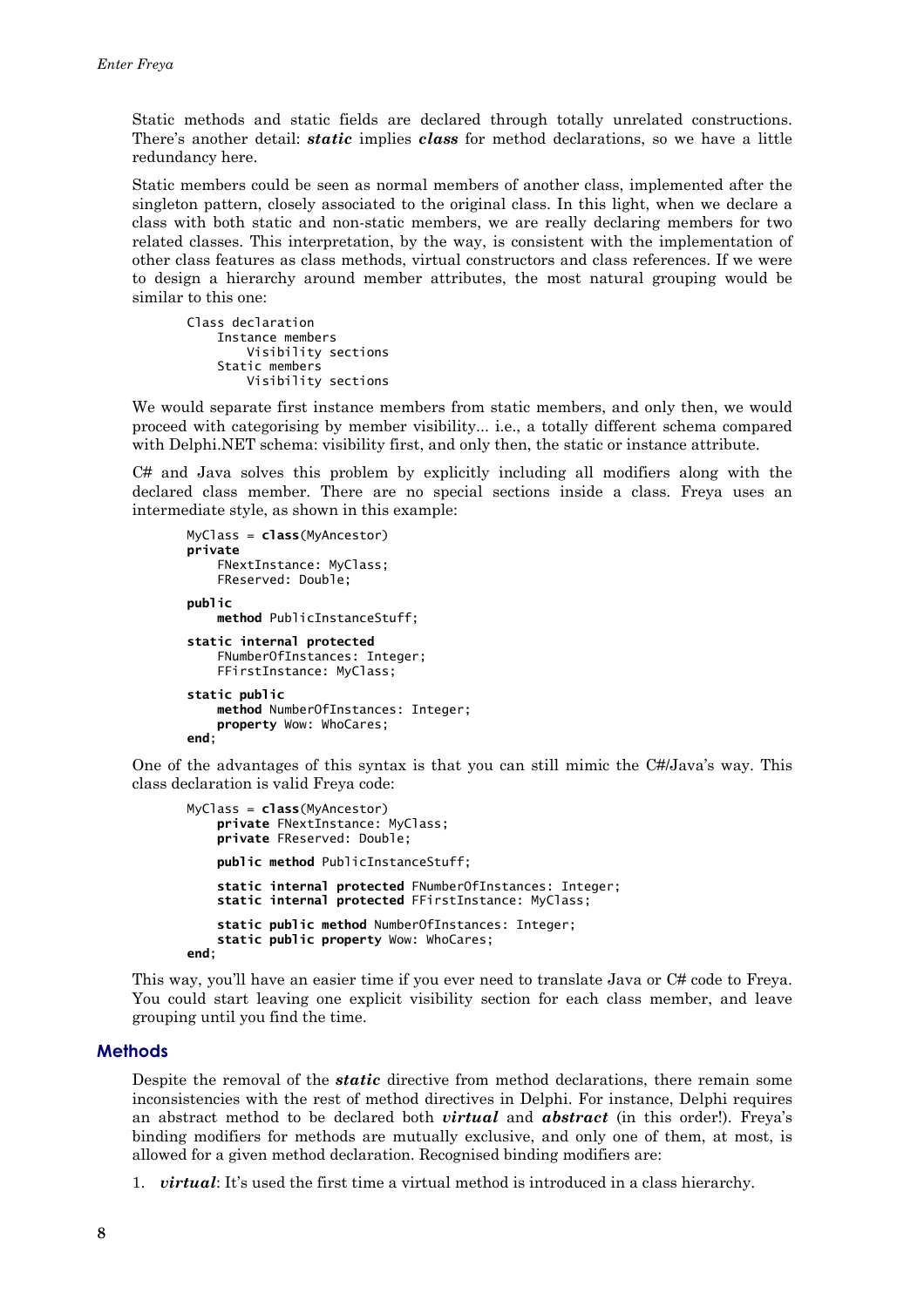Static methods and static fields are declared through totally unrelated constructions. There's another detail: ***static*** implies ***class*** for method declarations, so we have a little redundancy here.

Static members could be seen as normal members of another class, implemented after the singleton pattern, closely associated to the original class. In this light, when we declare a class with both static and non-static members, we are really declaring members for two related classes. This interpretation, by the way, is consistent with the implementation of other class features as class methods, virtual constructors and class references. If we were to design a hierarchy around member attributes, the most natural grouping would be similar to this one:

```
Class declaration
    Instance members
        Visibility sections
    Static members
        Visibility sections
```

We would separate first instance members from static members, and only then, we would proceed with categorising by member visibility... i.e., a totally different schema compared with Delphi.NET schema: visibility first, and only then, the static or instance attribute.

C# and Java solves this problem by explicitly including all modifiers along with the declared class member. There are no special sections inside a class. Freya uses an intermediate style, as shown in this example:

```
MyClass = class(MyAncestor)
private
    FNextInstance: MyClass;
    FReserved: Double;

public
    method PublicInstanceStuff;

static internal protected
    FNumberOfInstances: Integer;
    FFirstInstance: MyClass;

static public
    method NumberOfInstances: Integer;
    property Wow: WhoCares;
end;
```

One of the advantages of this syntax is that you can still mimic the C#/Java's way. This class declaration is valid Freya code:

```
MyClass = class(MyAncestor)
    private FNextInstance: MyClass;
    private FReserved: Double;

    public method PublicInstanceStuff;

    static internal protected FNumberOfInstances: Integer;
    static internal protected FFirstInstance: MyClass;

    static public method NumberOfInstances: Integer;
    static public property Wow: WhoCares;
end;
```

This way, you'll have an easier time if you ever need to translate Java or C# code to Freya. You could start leaving one explicit visibility section for each class member, and leave grouping until you find the time.

## Methods

Despite the removal of the ***static*** directive from method declarations, there remain some inconsistencies with the rest of method directives in Delphi. For instance, Delphi requires an abstract method to be declared both ***virtual*** and ***abstract*** (in this order!). Freya's binding modifiers for methods are mutually exclusive, and only one of them, at most, is allowed for a given method declaration. Recognised binding modifiers are:

1. ***virtual***: It's used the first time a virtual method is introduced in a class hierarchy.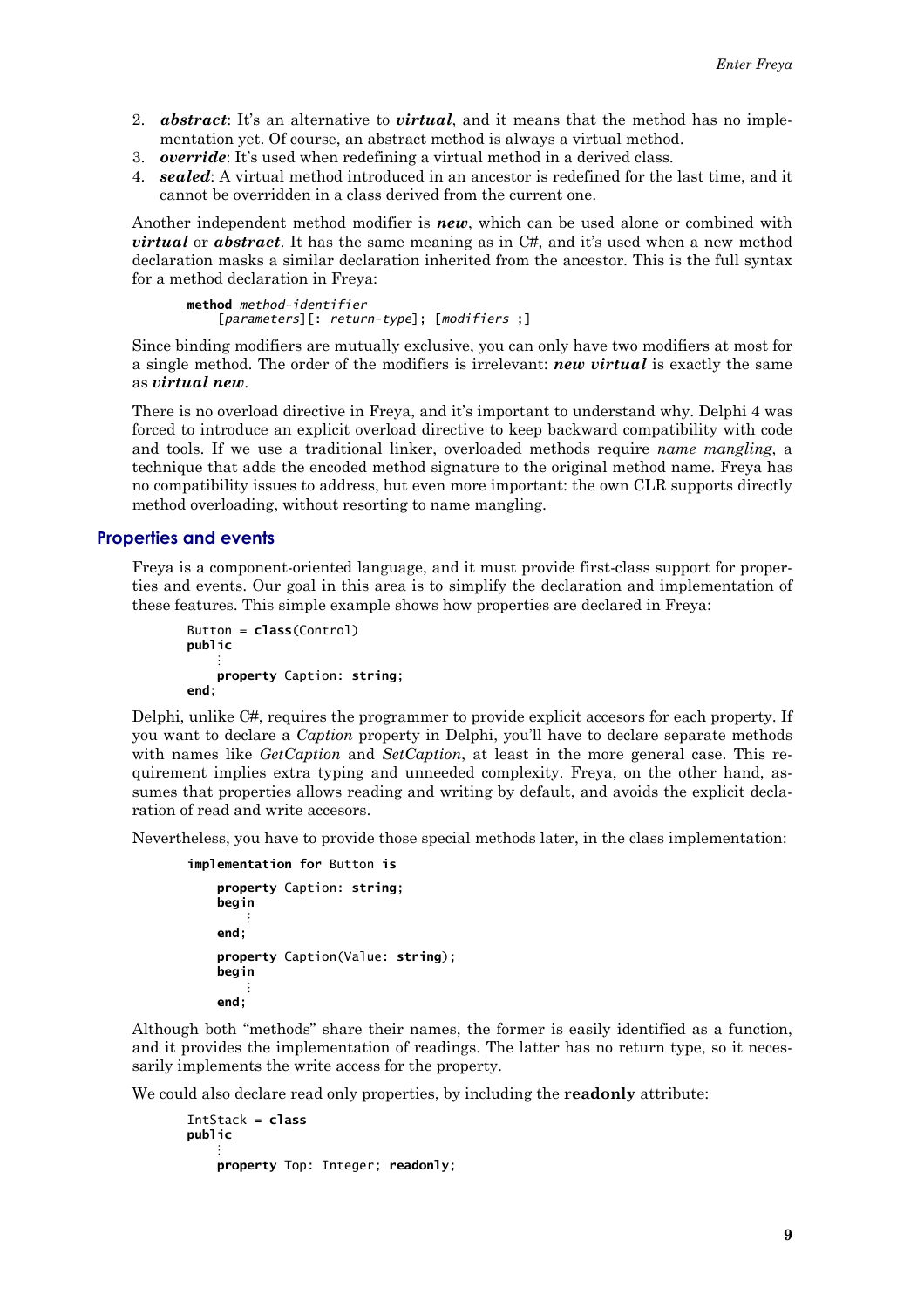2. ***abstract***: It's an alternative to ***virtual***, and it means that the method has no implementation yet. Of course, an abstract method is always a virtual method.
3. ***override***: It's used when redefining a virtual method in a derived class.
4. ***sealed***: A virtual method introduced in an ancestor is redefined for the last time, and it cannot be overridden in a class derived from the current one.

Another independent method modifier is ***new***, which can be used alone or combined with ***virtual*** or ***abstract***. It has the same meaning as in C#, and it's used when a new method declaration masks a similar declaration inherited from the ancestor. This is the full syntax for a method declaration in Freya:

```
method method-identifier
    [parameters][: return-type]; [modifiers ;]
```

Since binding modifiers are mutually exclusive, you can only have two modifiers at most for a single method. The order of the modifiers is irrelevant: ***new virtual*** is exactly the same as ***virtual new***.

There is no overload directive in Freya, and it's important to understand why. Delphi 4 was forced to introduce an explicit overload directive to keep backward compatibility with code and tools. If we use a traditional linker, overloaded methods require *name mangling*, a technique that adds the encoded method signature to the original method name. Freya has no compatibility issues to address, but even more important: the own CLR supports directly method overloading, without resorting to name mangling.

## Properties and events

Freya is a component-oriented language, and it must provide first-class support for properties and events. Our goal in this area is to simplify the declaration and implementation of these features. This simple example shows how properties are declared in Freya:

```
Button = class(Control)
public
    ⋮
    property Caption: string;
end;
```

Delphi, unlike C#, requires the programmer to provide explicit accesors for each property. If you want to declare a *Caption* property in Delphi, you'll have to declare separate methods with names like *GetCaption* and *SetCaption*, at least in the more general case. This requirement implies extra typing and unneeded complexity. Freya, on the other hand, assumes that properties allows reading and writing by default, and avoids the explicit declaration of read and write accesors.

Nevertheless, you have to provide those special methods later, in the class implementation:

```
implementation for Button is

    property Caption: string;
    begin
        ⋮
    end;

    property Caption(Value: string);
    begin
        ⋮
    end;
```

Although both "methods" share their names, the former is easily identified as a function, and it provides the implementation of readings. The latter has no return type, so it necessarily implements the write access for the property.

We could also declare read only properties, by including the **readonly** attribute:

```
IntStack = class
public
    ⋮
    property Top: Integer; readonly;
```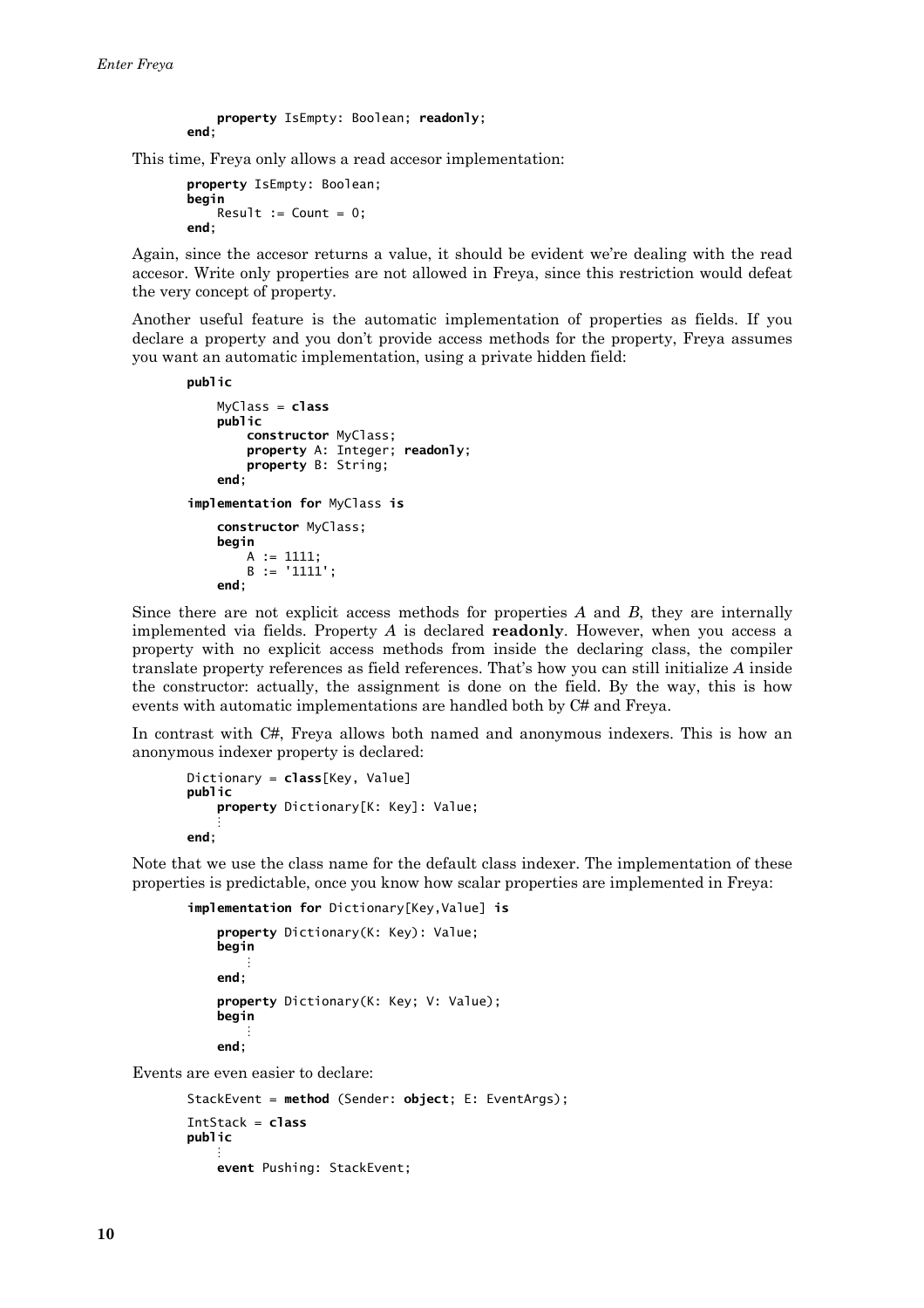```
        property IsEmpty: Boolean; readonly;
    end;
```

This time, Freya only allows a read accesor implementation:

```
    property IsEmpty: Boolean;
    begin
        Result := Count = 0;
    end;
```

Again, since the accesor returns a value, it should be evident we're dealing with the read accesor. Write only properties are not allowed in Freya, since this restriction would defeat the very concept of property.

Another useful feature is the automatic implementation of properties as fields. If you declare a property and you don't provide access methods for the property, Freya assumes you want an automatic implementation, using a private hidden field:

```
public

    MyClass = class
    public
        constructor MyClass;
        property A: Integer; readonly;
        property B: String;
    end;

implementation for MyClass is

    constructor MyClass;
    begin
        A := 1111;
        B := '1111';
    end;
```

Since there are not explicit access methods for properties *A* and *B*, they are internally implemented via fields. Property *A* is declared **readonly**. However, when you access a property with no explicit access methods from inside the declaring class, the compiler translate property references as field references. That's how you can still initialize *A* inside the constructor: actually, the assignment is done on the field. By the way, this is how events with automatic implementations are handled both by C# and Freya.

In contrast with C#, Freya allows both named and anonymous indexers. This is how an anonymous indexer property is declared:

```
Dictionary = class[Key, Value]
public
    property Dictionary[K: Key]: Value;
    ⋮
end;
```

Note that we use the class name for the default class indexer. The implementation of these properties is predictable, once you know how scalar properties are implemented in Freya:

```
implementation for Dictionary[Key,Value] is

    property Dictionary(K: Key): Value;
    begin
        ⋮
    end;

    property Dictionary(K: Key; V: Value);
    begin
        ⋮
    end;
```

Events are even easier to declare:

```
StackEvent = method (Sender: object; E: EventArgs);

IntStack = class
public
    ⋮
    event Pushing: StackEvent;
```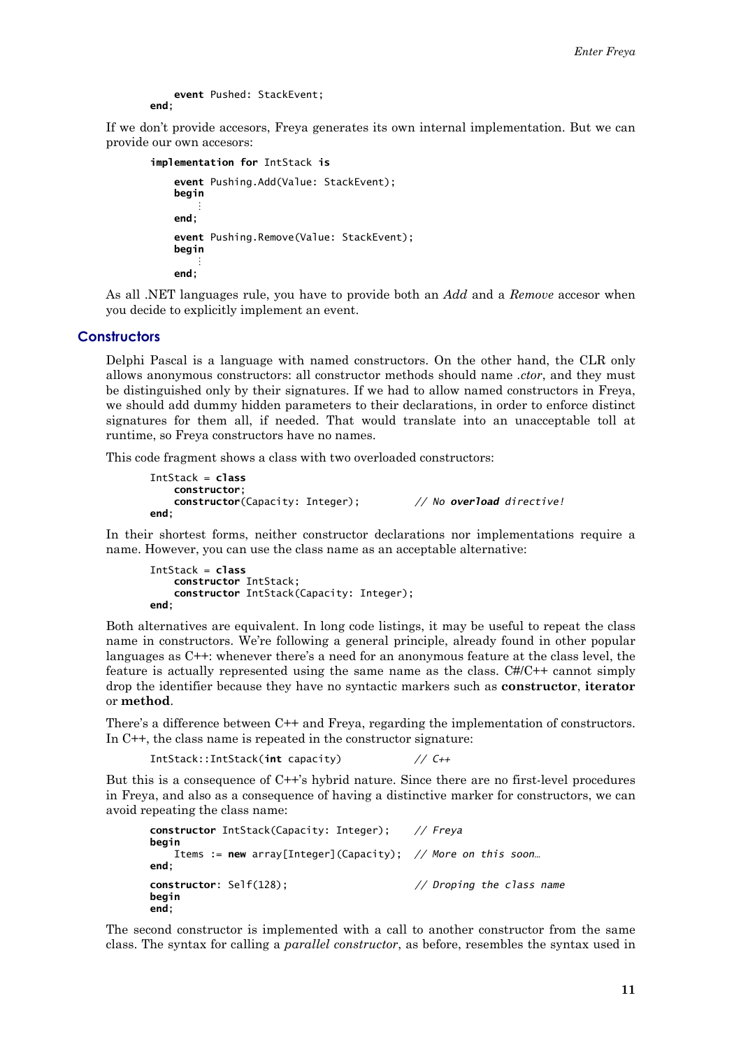```
    event Pushed: StackEvent;
end;
```

If we don't provide accesors, Freya generates its own internal implementation. But we can provide our own accesors:

```
implementation for IntStack is

    event Pushing.Add(Value: StackEvent);
    begin
        ⋮
    end;

    event Pushing.Remove(Value: StackEvent);
    begin
        ⋮
    end;
```

As all .NET languages rule, you have to provide both an *Add* and a *Remove* accesor when you decide to explicitly implement an event.

## Constructors

Delphi Pascal is a language with named constructors. On the other hand, the CLR only allows anonymous constructors: all constructor methods should name *.ctor*, and they must be distinguished only by their signatures. If we had to allow named constructors in Freya, we should add dummy hidden parameters to their declarations, in order to enforce distinct signatures for them all, if needed. That would translate into an unacceptable toll at runtime, so Freya constructors have no names.

This code fragment shows a class with two overloaded constructors:

```
IntStack = class
    constructor;
    constructor(Capacity: Integer);        // No overload directive!
end;
```

In their shortest forms, neither constructor declarations nor implementations require a name. However, you can use the class name as an acceptable alternative:

```
IntStack = class
    constructor IntStack;
    constructor IntStack(Capacity: Integer);
end;
```

Both alternatives are equivalent. In long code listings, it may be useful to repeat the class name in constructors. We're following a general principle, already found in other popular languages as C++: whenever there's a need for an anonymous feature at the class level, the feature is actually represented using the same name as the class. C#/C++ cannot simply drop the identifier because they have no syntactic markers such as **constructor**, **iterator** or **method**.

There's a difference between C++ and Freya, regarding the implementation of constructors. In C++, the class name is repeated in the constructor signature:

```
IntStack::IntStack(int capacity)           // C++
```

But this is a consequence of C++'s hybrid nature. Since there are no first-level procedures in Freya, and also as a consequence of having a distinctive marker for constructors, we can avoid repeating the class name:

```
constructor IntStack(Capacity: Integer);     // Freya
begin
    Items := new array[Integer](Capacity);   // More on this soon…
end;

constructor: Self(128);                      // Droping the class name
begin
end;
```

The second constructor is implemented with a call to another constructor from the same class. The syntax for calling a *parallel constructor*, as before, resembles the syntax used in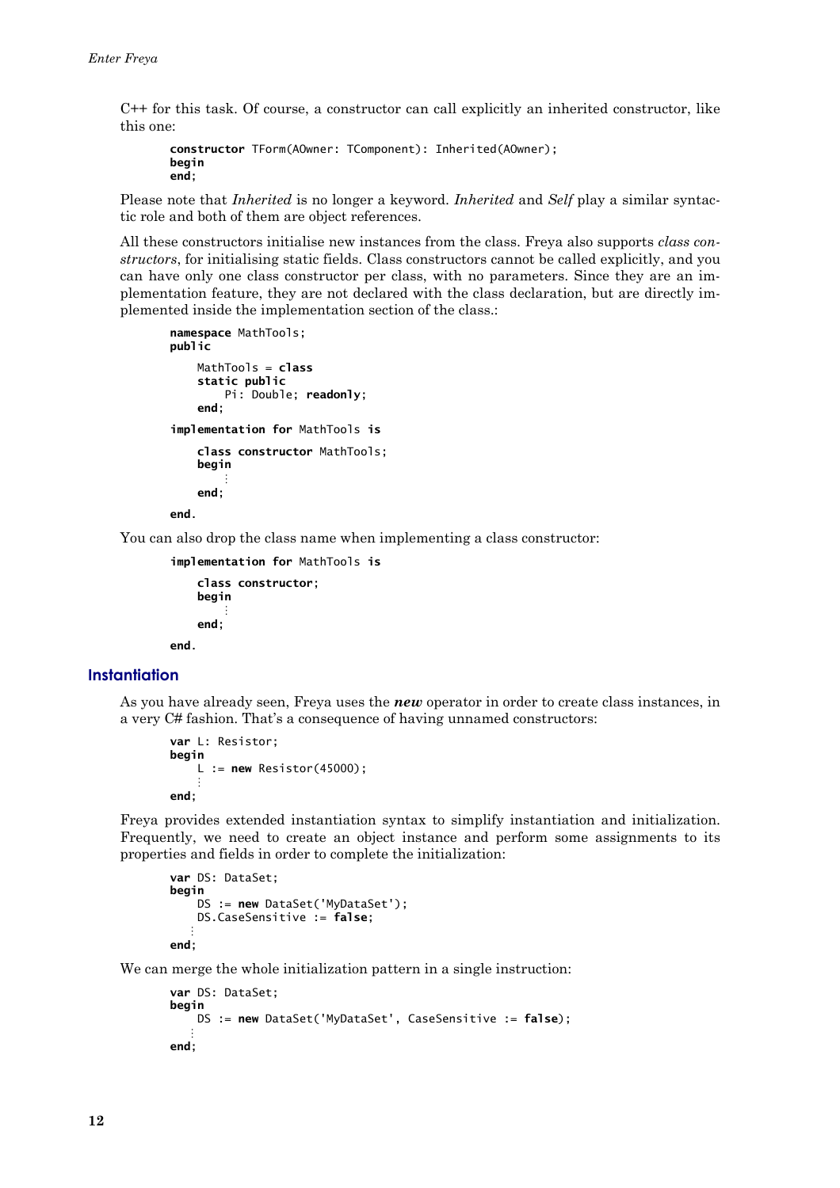C++ for this task. Of course, a constructor can call explicitly an inherited constructor, like this one:

```
constructor TForm(AOwner: TComponent): Inherited(AOwner);
begin
end;
```

Please note that *Inherited* is no longer a keyword. *Inherited* and *Self* play a similar syntactic role and both of them are object references.

All these constructors initialise new instances from the class. Freya also supports *class constructors*, for initialising static fields. Class constructors cannot be called explicitly, and you can have only one class constructor per class, with no parameters. Since they are an implementation feature, they are not declared with the class declaration, but are directly implemented inside the implementation section of the class.:

```
namespace MathTools;
public

    MathTools = class
    static public
        Pi: Double; readonly;
    end;

implementation for MathTools is

    class constructor MathTools;
    begin
        ⋮
    end;

end.
```

You can also drop the class name when implementing a class constructor:

```
implementation for MathTools is

    class constructor;
    begin
        ⋮
    end;

end.
```

## Instantiation

As you have already seen, Freya uses the ***new*** operator in order to create class instances, in a very C# fashion. That's a consequence of having unnamed constructors:

```
var L: Resistor;
begin
    L := new Resistor(45000);
    ⋮
end;
```

Freya provides extended instantiation syntax to simplify instantiation and initialization. Frequently, we need to create an object instance and perform some assignments to its properties and fields in order to complete the initialization:

```
var DS: DataSet;
begin
    DS := new DataSet('MyDataSet');
    DS.CaseSensitive := false;
   ⋮
end;
```

We can merge the whole initialization pattern in a single instruction:

```
var DS: DataSet;
begin
    DS := new DataSet('MyDataSet', CaseSensitive := false);
   ⋮
end;
```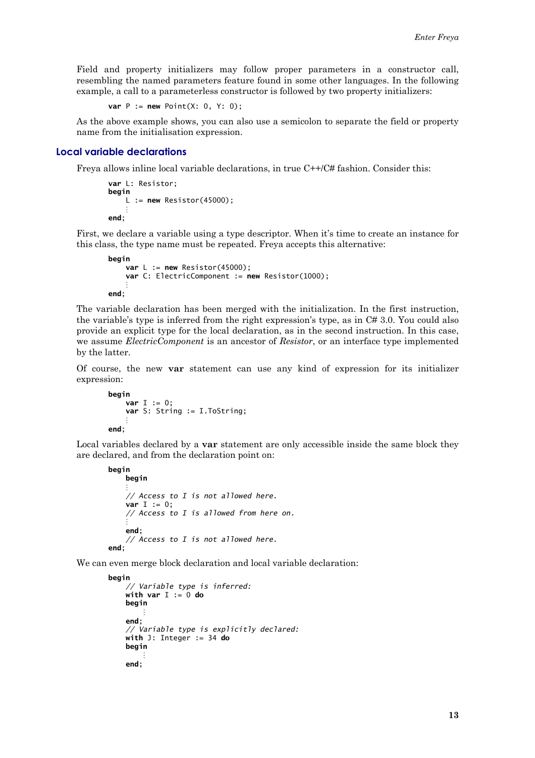Field and property initializers may follow proper parameters in a constructor call, resembling the named parameters feature found in some other languages. In the following example, a call to a parameterless constructor is followed by two property initializers:

```
var P := new Point(X: 0, Y: 0);
```

As the above example shows, you can also use a semicolon to separate the field or property name from the initialisation expression.

## Local variable declarations

Freya allows inline local variable declarations, in true C++/C# fashion. Consider this:

```
var L: Resistor;
begin
    L := new Resistor(45000);
    ⋮
end;
```

First, we declare a variable using a type descriptor. When it's time to create an instance for this class, the type name must be repeated. Freya accepts this alternative:

```
begin
    var L := new Resistor(45000);
    var C: ElectricComponent := new Resistor(1000);
    ⋮
end;
```

The variable declaration has been merged with the initialization. In the first instruction, the variable's type is inferred from the right expression's type, as in C# 3.0. You could also provide an explicit type for the local declaration, as in the second instruction. In this case, we assume *ElectricComponent* is an ancestor of *Resistor*, or an interface type implemented by the latter.

Of course, the new **var** statement can use any kind of expression for its initializer expression:

```
begin
    var I := 0;
    var S: String := I.ToString;
    ⋮
end;
```

Local variables declared by a **var** statement are only accessible inside the same block they are declared, and from the declaration point on:

```
begin
    begin
    ⋮
    // Access to I is not allowed here.
    var I := 0;
    // Access to I is allowed from here on.
    ⋮
    end;
    // Access to I is not allowed here.
end;
```

We can even merge block declaration and local variable declaration:

```
begin
    // Variable type is inferred:
    with var I := 0 do
    begin
        ⋮
    end;
    // Variable type is explicitly declared:
    with J: Integer := 34 do
    begin
        ⋮
    end;
```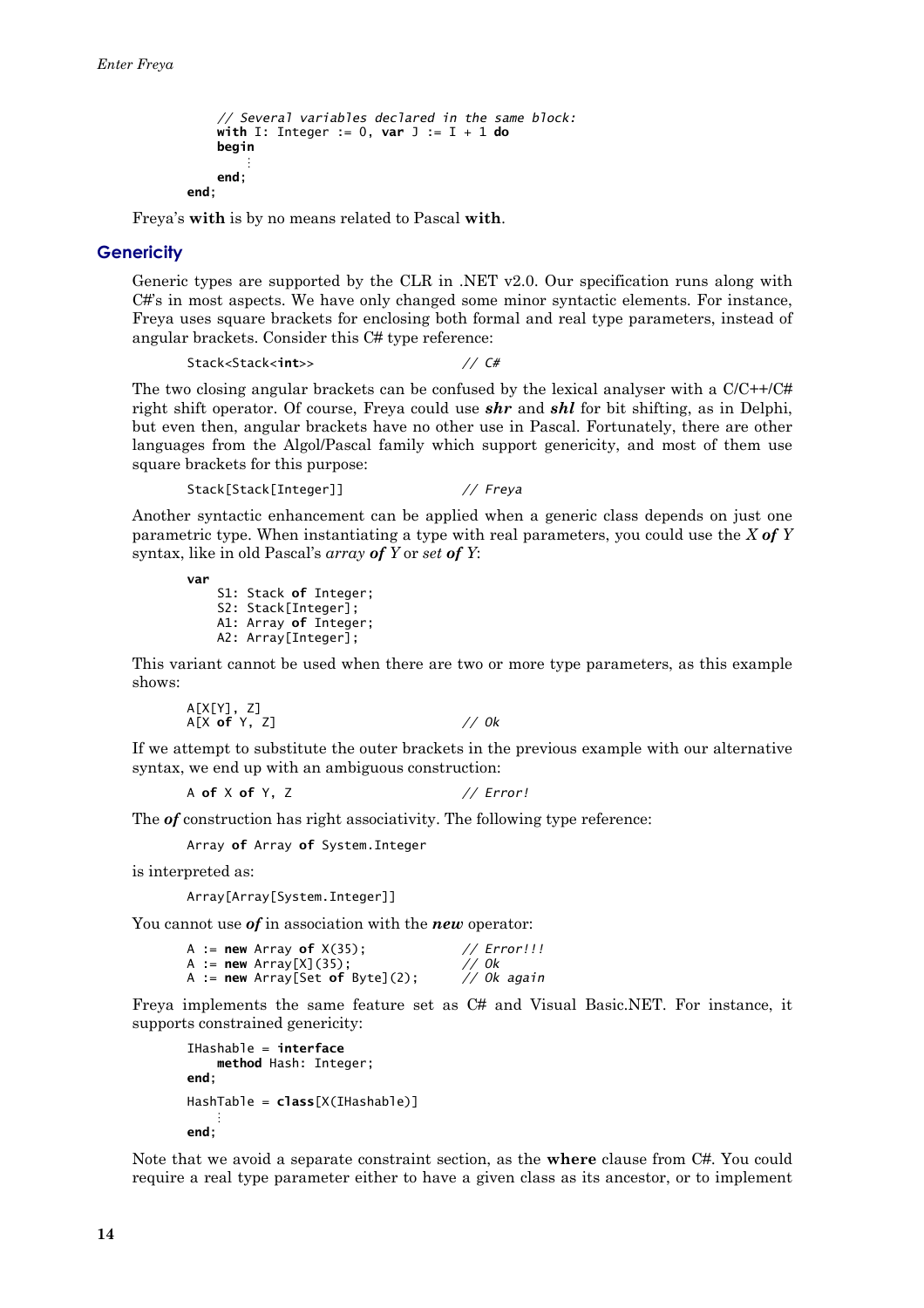```
        // Several variables declared in the same block:
        with I: Integer := 0, var J := I + 1 do
        begin
            ⋮
        end;
    end;
```

Freya's **with** is by no means related to Pascal **with**.

## Genericity

Generic types are supported by the CLR in .NET v2.0. Our specification runs along with C#'s in most aspects. We have only changed some minor syntactic elements. For instance, Freya uses square brackets for enclosing both formal and real type parameters, instead of angular brackets. Consider this C# type reference:

```
Stack<Stack<int>>                    // C#
```

The two closing angular brackets can be confused by the lexical analyser with a C/C++/C# right shift operator. Of course, Freya could use ***shr*** and ***shl*** for bit shifting, as in Delphi, but even then, angular brackets have no other use in Pascal. Fortunately, there are other languages from the Algol/Pascal family which support genericity, and most of them use square brackets for this purpose:

```
Stack[Stack[Integer]]                // Freya
```

Another syntactic enhancement can be applied when a generic class depends on just one parametric type. When instantiating a type with real parameters, you could use the *X **of** Y* syntax, like in old Pascal's *array **of** Y* or *set **of** Y*:

```
var
    S1: Stack of Integer;
    S2: Stack[Integer];
    A1: Array of Integer;
    A2: Array[Integer];
```

This variant cannot be used when there are two or more type parameters, as this example shows:

```
A[X[Y], Z]
A[X of Y, Z]                         // Ok
```

If we attempt to substitute the outer brackets in the previous example with our alternative syntax, we end up with an ambiguous construction:

```
A of X of Y, Z                       // Error!
```

The ***of*** construction has right associativity. The following type reference:

```
Array of Array of System.Integer
```

is interpreted as:

```
Array[Array[System.Integer]]
```

You cannot use ***of*** in association with the ***new*** operator:

```
A := new Array of X(35);             // Error!!!
A := new Array[X](35);               // Ok
A := new Array[Set of Byte](2);      // Ok again
```

Freya implements the same feature set as C# and Visual Basic.NET. For instance, it supports constrained genericity:

```
IHashable = interface
    method Hash: Integer;
end;

HashTable = class[X(IHashable)]
    ⋮
end;
```

Note that we avoid a separate constraint section, as the **where** clause from C#. You could require a real type parameter either to have a given class as its ancestor, or to implement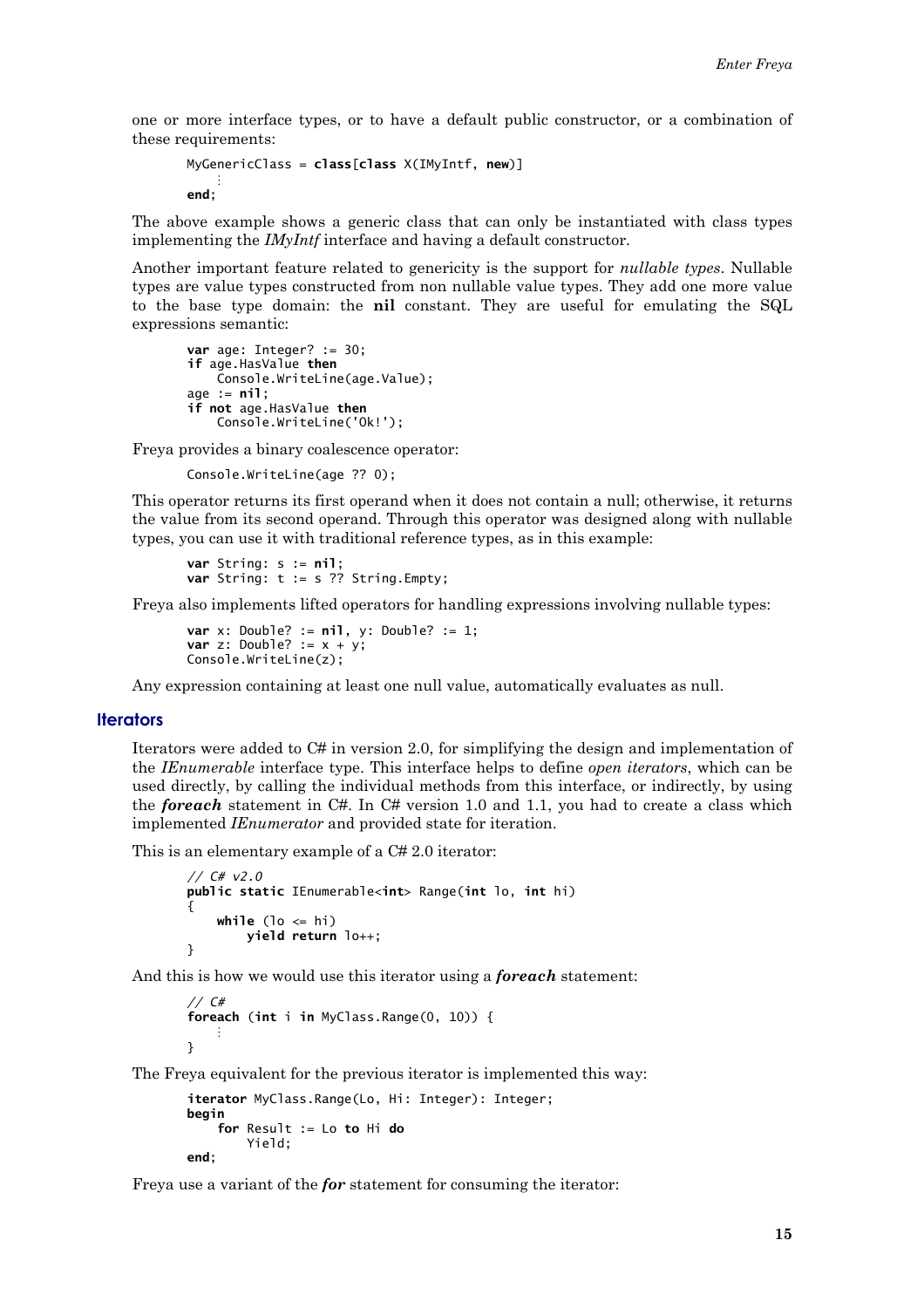one or more interface types, or to have a default public constructor, or a combination of these requirements:

```
MyGenericClass = class[class X(IMyIntf, new)]
    ⋮
end;
```

The above example shows a generic class that can only be instantiated with class types implementing the *IMyIntf* interface and having a default constructor.

Another important feature related to genericity is the support for *nullable types*. Nullable types are value types constructed from non nullable value types. They add one more value to the base type domain: the **nil** constant. They are useful for emulating the SQL expressions semantic:

```
var age: Integer? := 30;
if age.HasValue then
    Console.WriteLine(age.Value);
age := nil;
if not age.HasValue then
    Console.WriteLine('Ok!');
```

Freya provides a binary coalescence operator:

```
Console.WriteLine(age ?? 0);
```

This operator returns its first operand when it does not contain a null; otherwise, it returns the value from its second operand. Through this operator was designed along with nullable types, you can use it with traditional reference types, as in this example:

```
var String: s := nil;
var String: t := s ?? String.Empty;
```

Freya also implements lifted operators for handling expressions involving nullable types:

```
var x: Double? := nil, y: Double? := 1;
var z: Double? := x + y;
Console.WriteLine(z);
```

Any expression containing at least one null value, automatically evaluates as null.

## Iterators

Iterators were added to C# in version 2.0, for simplifying the design and implementation of the *IEnumerable* interface type. This interface helps to define *open iterators*, which can be used directly, by calling the individual methods from this interface, or indirectly, by using the ***foreach*** statement in C#. In C# version 1.0 and 1.1, you had to create a class which implemented *IEnumerator* and provided state for iteration.

This is an elementary example of a C# 2.0 iterator:

```
// C# v2.0
public static IEnumerable<int> Range(int lo, int hi)
{
    while (lo <= hi)
        yield return lo++;
}
```

And this is how we would use this iterator using a ***foreach*** statement:

```
// C#
foreach (int i in MyClass.Range(0, 10)) {
    ⋮
}
```

The Freya equivalent for the previous iterator is implemented this way:

```
iterator MyClass.Range(Lo, Hi: Integer): Integer;
begin
    for Result := Lo to Hi do
        Yield;
end;
```

Freya use a variant of the ***for*** statement for consuming the iterator: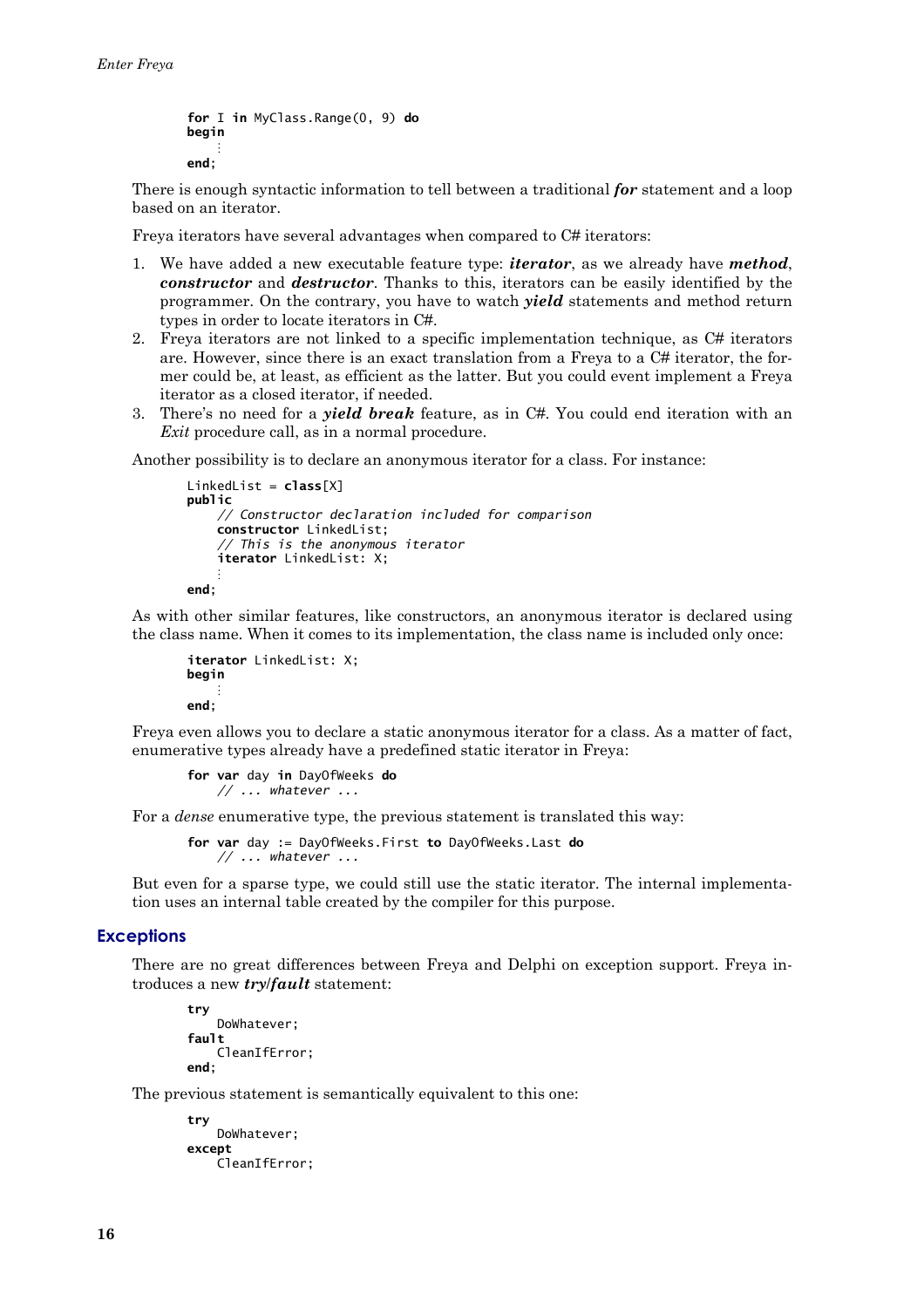```
for I in MyClass.Range(0, 9) do
begin
    ⋮
end;
```

There is enough syntactic information to tell between a traditional ***for*** statement and a loop based on an iterator.

Freya iterators have several advantages when compared to C# iterators:

1. We have added a new executable feature type: ***iterator***, as we already have ***method***, ***constructor*** and ***destructor***. Thanks to this, iterators can be easily identified by the programmer. On the contrary, you have to watch ***yield*** statements and method return types in order to locate iterators in C#.
2. Freya iterators are not linked to a specific implementation technique, as C# iterators are. However, since there is an exact translation from a Freya to a C# iterator, the former could be, at least, as efficient as the latter. But you could event implement a Freya iterator as a closed iterator, if needed.
3. There's no need for a ***yield break*** feature, as in C#. You could end iteration with an *Exit* procedure call, as in a normal procedure.

Another possibility is to declare an anonymous iterator for a class. For instance:

```
LinkedList = class[X]
public
    // Constructor declaration included for comparison
    constructor LinkedList;
    // This is the anonymous iterator
    iterator LinkedList: X;
    ⋮
end;
```

As with other similar features, like constructors, an anonymous iterator is declared using the class name. When it comes to its implementation, the class name is included only once:

```
iterator LinkedList: X;
begin
    ⋮
end;
```

Freya even allows you to declare a static anonymous iterator for a class. As a matter of fact, enumerative types already have a predefined static iterator in Freya:

```
for var day in DayOfWeeks do
    // ... whatever ...
```

For a *dense* enumerative type, the previous statement is translated this way:

```
for var day := DayOfWeeks.First to DayOfWeeks.Last do
    // ... whatever ...
```

But even for a sparse type, we could still use the static iterator. The internal implementation uses an internal table created by the compiler for this purpose.

## Exceptions

There are no great differences between Freya and Delphi on exception support. Freya introduces a new ***try/fault*** statement:

```
try
    DoWhatever;
fault
    CleanIfError;
end;
```

The previous statement is semantically equivalent to this one:

```
try
    DoWhatever;
except
    CleanIfError;
```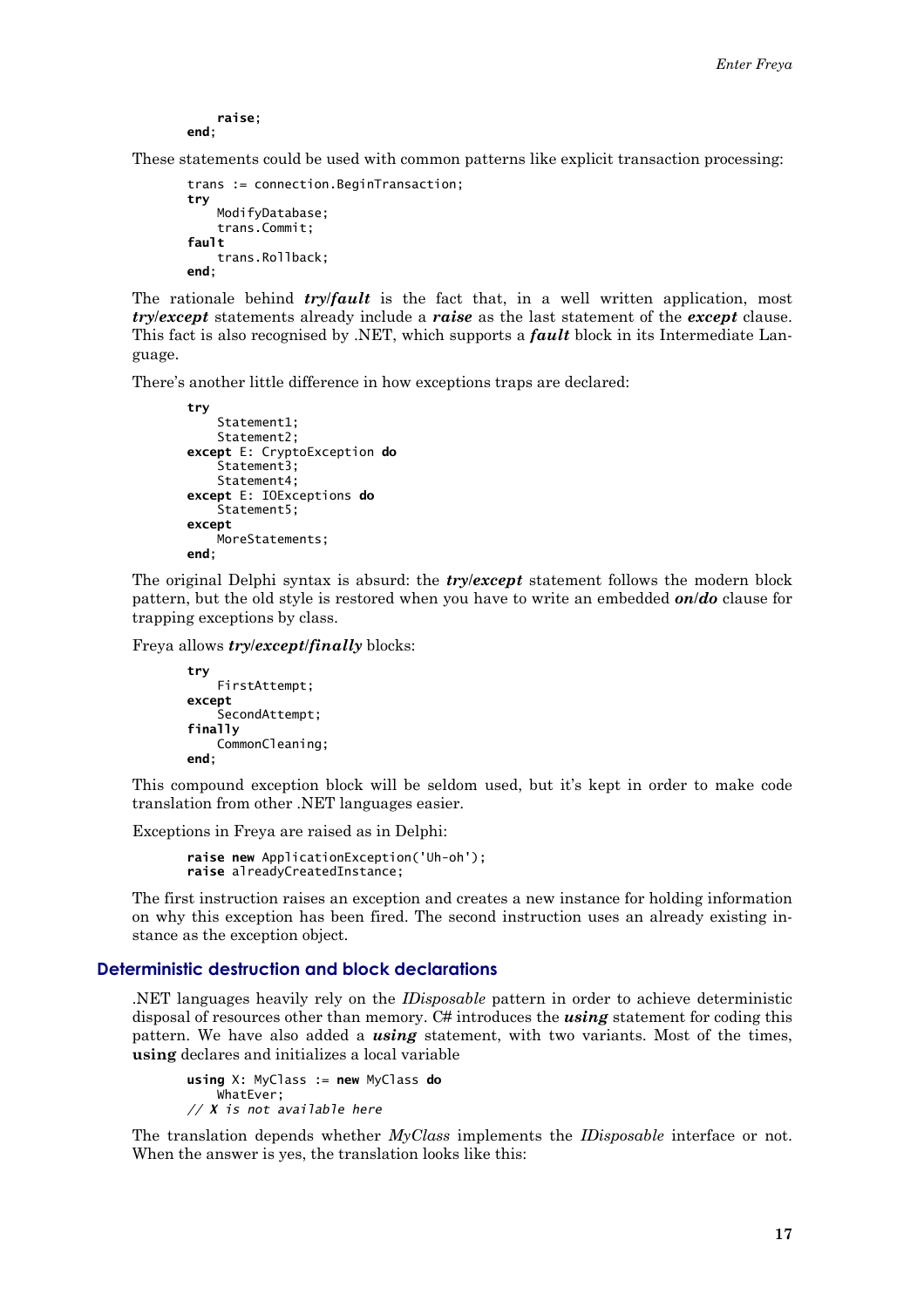```
    raise;
end;
```

These statements could be used with common patterns like explicit transaction processing:

```
trans := connection.BeginTransaction;
try
    ModifyDatabase;
    trans.Commit;
fault
    trans.Rollback;
end;
```

The rationale behind ***try/fault*** is the fact that, in a well written application, most ***try/except*** statements already include a ***raise*** as the last statement of the ***except*** clause. This fact is also recognised by .NET, which supports a ***fault*** block in its Intermediate Language.

There's another little difference in how exceptions traps are declared:

```
try
    Statement1;
    Statement2;
except E: CryptoException do
    Statement3;
    Statement4;
except E: IOExceptions do
    Statement5;
except
    MoreStatements;
end;
```

The original Delphi syntax is absurd: the ***try/except*** statement follows the modern block pattern, but the old style is restored when you have to write an embedded ***on/do*** clause for trapping exceptions by class.

Freya allows ***try/except/finally*** blocks:

```
try
    FirstAttempt;
except
    SecondAttempt;
finally
    CommonCleaning;
end;
```

This compound exception block will be seldom used, but it's kept in order to make code translation from other .NET languages easier.

Exceptions in Freya are raised as in Delphi:

```
raise new ApplicationException('Uh-oh');
raise alreadyCreatedInstance;
```

The first instruction raises an exception and creates a new instance for holding information on why this exception has been fired. The second instruction uses an already existing instance as the exception object.

### Deterministic destruction and block declarations

.NET languages heavily rely on the *IDisposable* pattern in order to achieve deterministic disposal of resources other than memory. C# introduces the ***using*** statement for coding this pattern. We have also added a ***using*** statement, with two variants. Most of the times, **using** declares and initializes a local variable

```
using X: MyClass := new MyClass do
    WhatEver;
// X is not available here
```

The translation depends whether *MyClass* implements the *IDisposable* interface or not. When the answer is yes, the translation looks like this: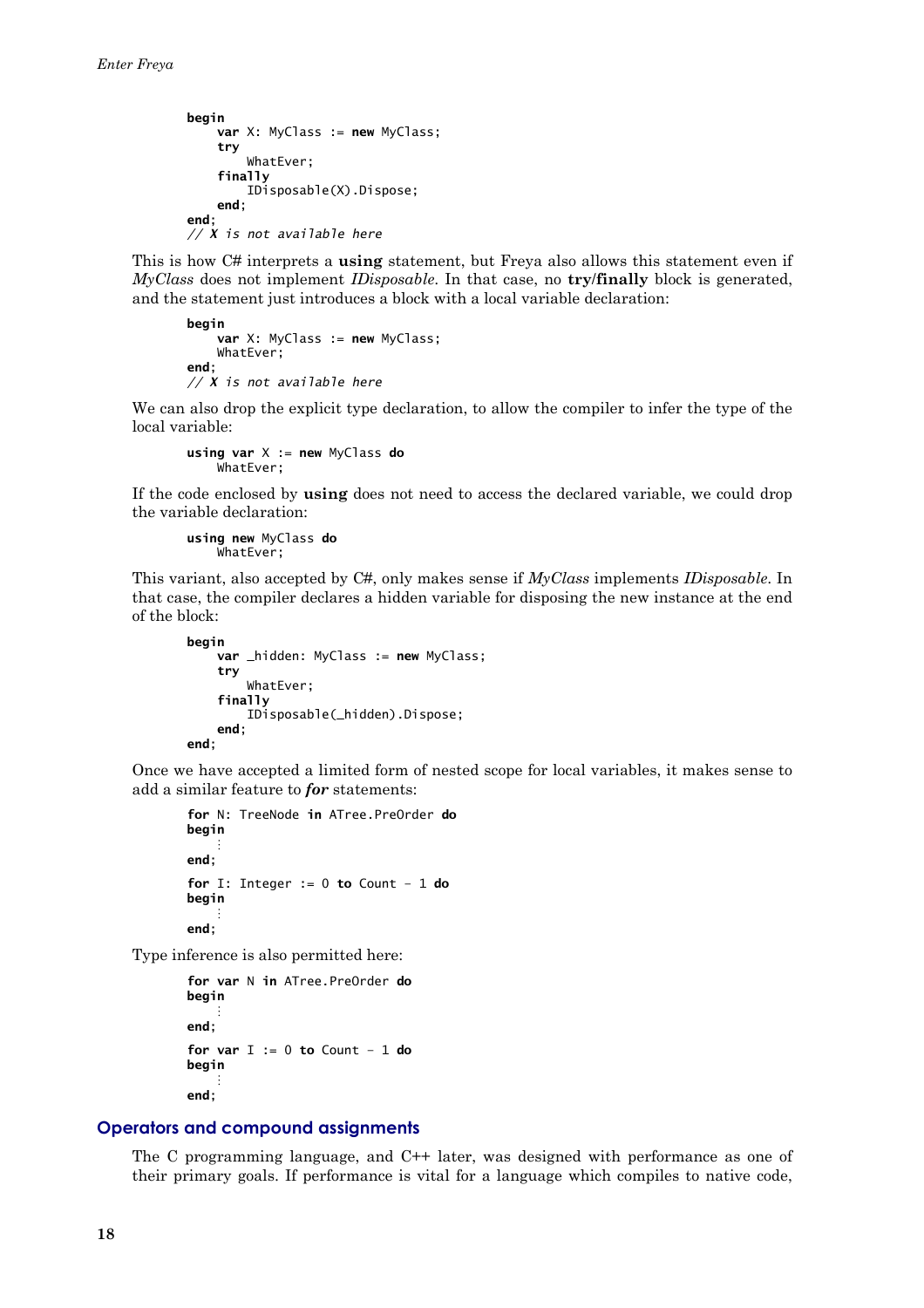```
begin
    var X: MyClass := new MyClass;
    try
        WhatEver;
    finally
        IDisposable(X).Dispose;
    end;
end;
// X is not available here
```

This is how C# interprets a **using** statement, but Freya also allows this statement even if *MyClass* does not implement *IDisposable*. In that case, no **try/finally** block is generated, and the statement just introduces a block with a local variable declaration:

```
begin
    var X: MyClass := new MyClass;
    WhatEver;
end;
// X is not available here
```

We can also drop the explicit type declaration, to allow the compiler to infer the type of the local variable:

```
using var X := new MyClass do
    WhatEver;
```

If the code enclosed by **using** does not need to access the declared variable, we could drop the variable declaration:

```
using new MyClass do
    WhatEver;
```

This variant, also accepted by C#, only makes sense if *MyClass* implements *IDisposable*. In that case, the compiler declares a hidden variable for disposing the new instance at the end of the block:

```
begin
    var _hidden: MyClass := new MyClass;
    try
        WhatEver;
    finally
        IDisposable(_hidden).Dispose;
    end;
end;
```

Once we have accepted a limited form of nested scope for local variables, it makes sense to add a similar feature to ***for*** statements:

```
for N: TreeNode in ATree.PreOrder do
begin
    ⋮
end;
for I: Integer := 0 to Count - 1 do
begin
    ⋮
end;
```

Type inference is also permitted here:

```
for var N in ATree.PreOrder do
begin
    ⋮
end;
for var I := 0 to Count - 1 do
begin
    ⋮
end;
```

## Operators and compound assignments

The C programming language, and C++ later, was designed with performance as one of their primary goals. If performance is vital for a language which compiles to native code,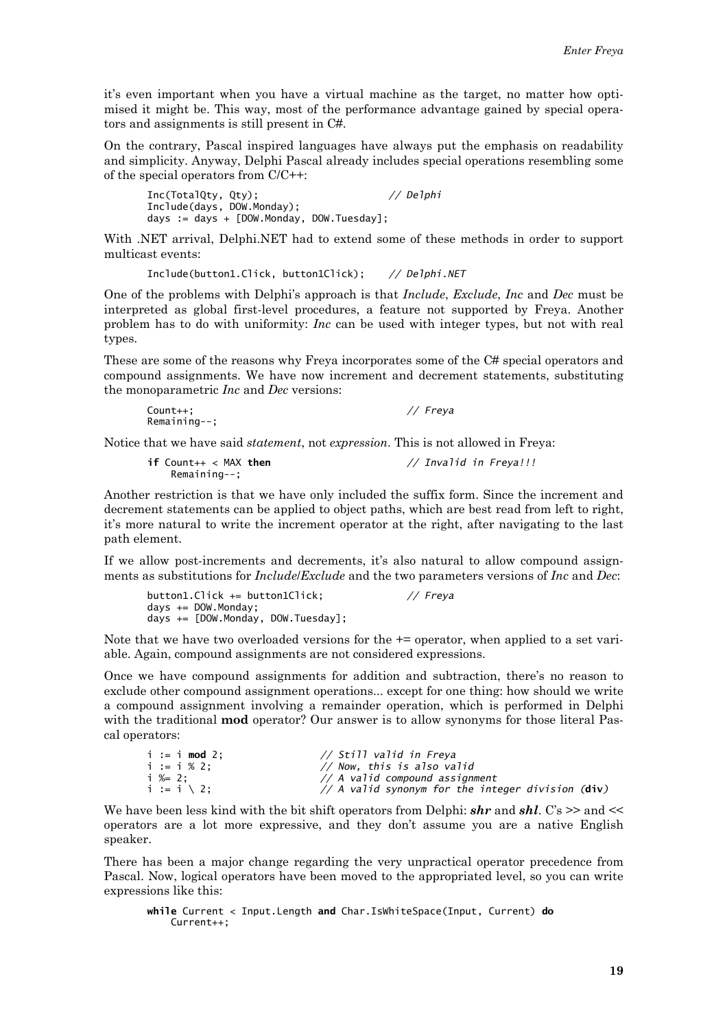it's even important when you have a virtual machine as the target, no matter how optimised it might be. This way, most of the performance advantage gained by special operators and assignments is still present in C#.

On the contrary, Pascal inspired languages have always put the emphasis on readability and simplicity. Anyway, Delphi Pascal already includes special operations resembling some of the special operators from C/C++:

```
Inc(TotalQty, Qty);                    // Delphi
Include(days, DOW.Monday);
days := days + [DOW.Monday, DOW.Tuesday];
```

With .NET arrival, Delphi.NET had to extend some of these methods in order to support multicast events:

```
Include(button1.Click, button1Click);   // Delphi.NET
```

One of the problems with Delphi's approach is that *Include*, *Exclude*, *Inc* and *Dec* must be interpreted as global first-level procedures, a feature not supported by Freya. Another problem has to do with uniformity: *Inc* can be used with integer types, but not with real types.

These are some of the reasons why Freya incorporates some of the C# special operators and compound assignments. We have now increment and decrement statements, substituting the monoparametric *Inc* and *Dec* versions:

```
Count++;                               // Freya
Remaining--;
```

Notice that we have said *statement*, not *expression*. This is not allowed in Freya:

```
if Count++ < MAX then                  // Invalid in Freya!!!
    Remaining--;
```

Another restriction is that we have only included the suffix form. Since the increment and decrement statements can be applied to object paths, which are best read from left to right, it's more natural to write the increment operator at the right, after navigating to the last path element.

If we allow post-increments and decrements, it's also natural to allow compound assignments as substitutions for *Include*/*Exclude* and the two parameters versions of *Inc* and *Dec*:

```
button1.Click += button1Click;         // Freya
days += DOW.Monday;
days += [DOW.Monday, DOW.Tuesday];
```

Note that we have two overloaded versions for the += operator, when applied to a set variable. Again, compound assignments are not considered expressions.

Once we have compound assignments for addition and subtraction, there's no reason to exclude other compound assignment operations... except for one thing: how should we write a compound assignment involving a remainder operation, which is performed in Delphi with the traditional **mod** operator? Our answer is to allow synonyms for those literal Pascal operators:

```
i := i mod 2;              // Still valid in Freya
i := i % 2;                // Now, this is also valid
i %= 2;                    // A valid compound assignment
i := i \ 2;                // A valid synonym for the integer division (div)
```

We have been less kind with the bit shift operators from Delphi: ***shr*** and ***shl***. C's >> and << operators are a lot more expressive, and they don't assume you are a native English speaker.

There has been a major change regarding the very unpractical operator precedence from Pascal. Now, logical operators have been moved to the appropriated level, so you can write expressions like this:

```
while Current < Input.Length and Char.IsWhiteSpace(Input, Current) do
    Current++;
```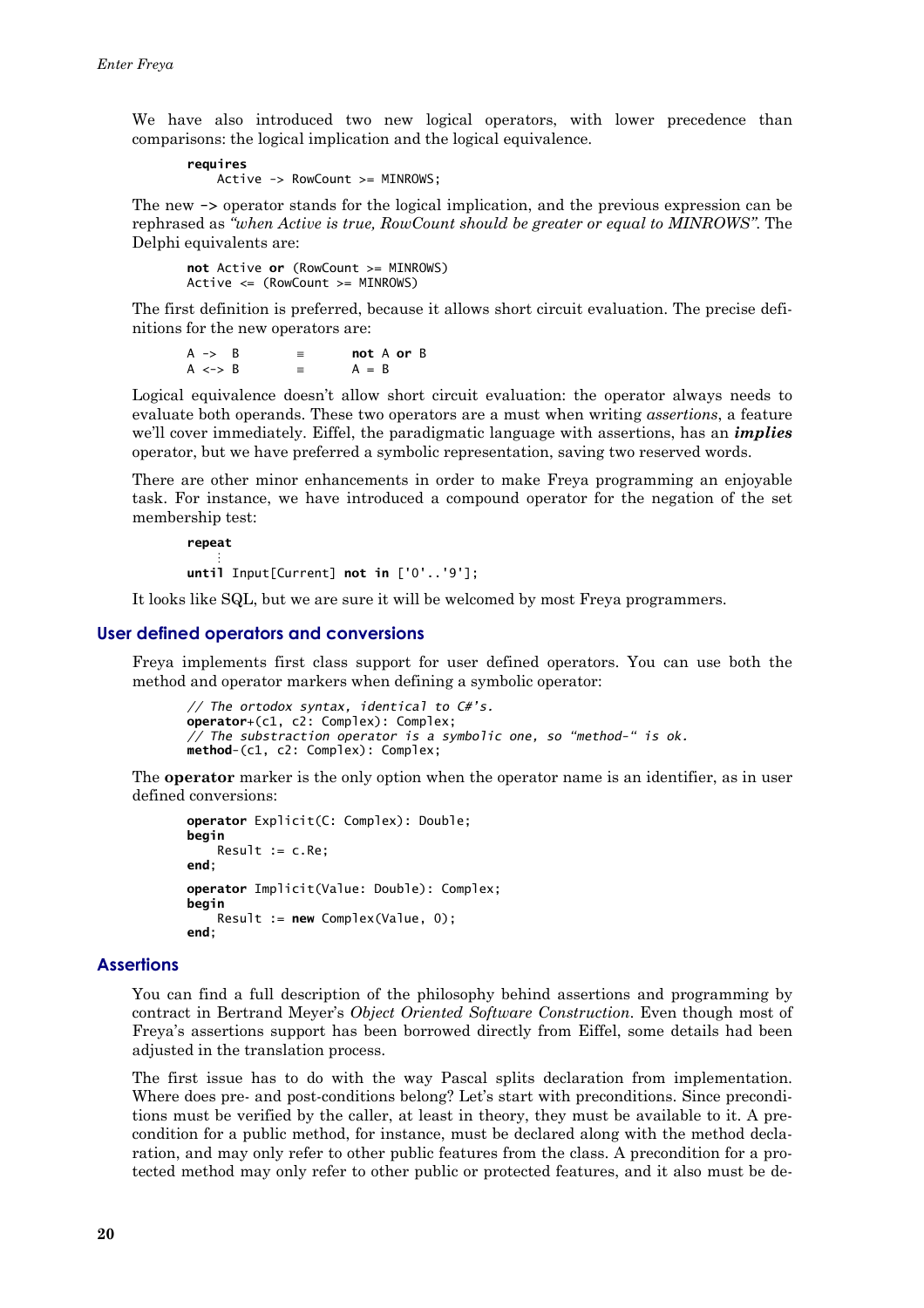We have also introduced two new logical operators, with lower precedence than comparisons: the logical implication and the logical equivalence.

```
requires
    Active -> RowCount >= MINROWS;
```

The new **->** operator stands for the logical implication, and the previous expression can be rephrased as *"when Active is true, RowCount should be greater or equal to MINROWS"*. The Delphi equivalents are:

```
not Active or (RowCount >= MINROWS)
Active <= (RowCount >= MINROWS)
```

The first definition is preferred, because it allows short circuit evaluation. The precise definitions for the new operators are:

```
A ->  B        ≡       not A or B
A <-> B        ≡       A = B
```

Logical equivalence doesn't allow short circuit evaluation: the operator always needs to evaluate both operands. These two operators are a must when writing *assertions*, a feature we'll cover immediately. Eiffel, the paradigmatic language with assertions, has an ***implies*** operator, but we have preferred a symbolic representation, saving two reserved words.

There are other minor enhancements in order to make Freya programming an enjoyable task. For instance, we have introduced a compound operator for the negation of the set membership test:

```
repeat
    ⋮
until Input[Current] not in ['0'..'9'];
```

It looks like SQL, but we are sure it will be welcomed by most Freya programmers.

## User defined operators and conversions

Freya implements first class support for user defined operators. You can use both the method and operator markers when defining a symbolic operator:

```
// The ortodox syntax, identical to C#'s.
operator+(c1, c2: Complex): Complex;
// The substraction operator is a symbolic one, so "method-" is ok.
method-(c1, c2: Complex): Complex;
```

The **operator** marker is the only option when the operator name is an identifier, as in user defined conversions:

```
operator Explicit(C: Complex): Double;
begin
    Result := c.Re;
end;

operator Implicit(Value: Double): Complex;
begin
    Result := new Complex(Value, 0);
end;
```

## Assertions

You can find a full description of the philosophy behind assertions and programming by contract in Bertrand Meyer's *Object Oriented Software Construction*. Even though most of Freya's assertions support has been borrowed directly from Eiffel, some details had been adjusted in the translation process.

The first issue has to do with the way Pascal splits declaration from implementation. Where does pre- and post-conditions belong? Let's start with preconditions. Since preconditions must be verified by the caller, at least in theory, they must be available to it. A precondition for a public method, for instance, must be declared along with the method declaration, and may only refer to other public features from the class. A precondition for a protected method may only refer to other public or protected features, and it also must be de-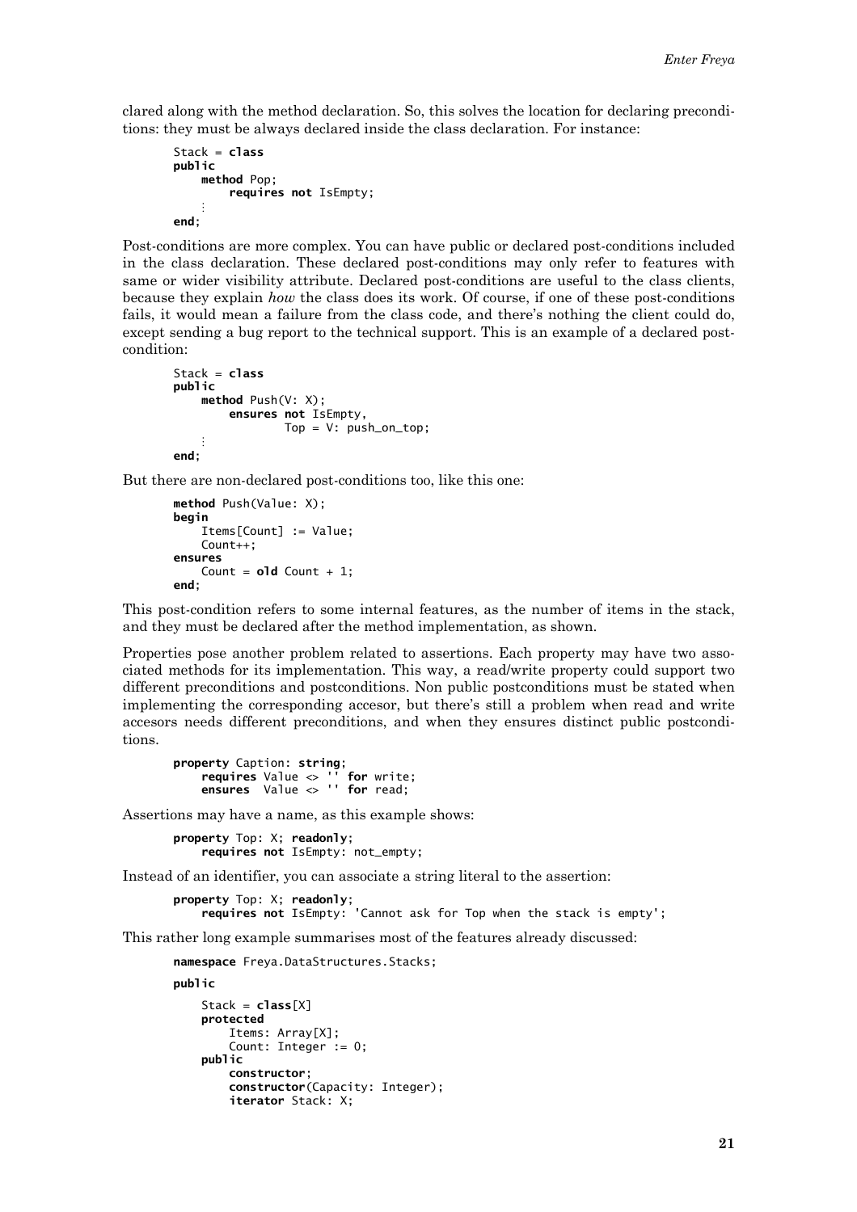clared along with the method declaration. So, this solves the location for declaring preconditions: they must be always declared inside the class declaration. For instance:

```
Stack = class
public
    method Pop;
        requires not IsEmpty;
    ⋮
end;
```

Post-conditions are more complex. You can have public or declared post-conditions included in the class declaration. These declared post-conditions may only refer to features with same or wider visibility attribute. Declared post-conditions are useful to the class clients, because they explain *how* the class does its work. Of course, if one of these post-conditions fails, it would mean a failure from the class code, and there's nothing the client could do, except sending a bug report to the technical support. This is an example of a declared post-condition:

```
Stack = class
public
    method Push(V: X);
        ensures not IsEmpty,
                Top = V: push_on_top;
    ⋮
end;
```

But there are non-declared post-conditions too, like this one:

```
method Push(Value: X);
begin
    Items[Count] := Value;
    Count++;
ensures
    Count = old Count + 1;
end;
```

This post-condition refers to some internal features, as the number of items in the stack, and they must be declared after the method implementation, as shown.

Properties pose another problem related to assertions. Each property may have two associated methods for its implementation. This way, a read/write property could support two different preconditions and postconditions. Non public postconditions must be stated when implementing the corresponding accesor, but there's still a problem when read and write accesors needs different preconditions, and when they ensures distinct public postconditions.

```
property Caption: string;
    requires Value <> '' for write;
    ensures  Value <> '' for read;
```

Assertions may have a name, as this example shows:

```
property Top: X; readonly;
    requires not IsEmpty: not_empty;
```

Instead of an identifier, you can associate a string literal to the assertion:

```
property Top: X; readonly;
    requires not IsEmpty: 'Cannot ask for Top when the stack is empty';
```

This rather long example summarises most of the features already discussed:

```
namespace Freya.DataStructures.Stacks;

public

    Stack = class[X]
    protected
        Items: Array[X];
        Count: Integer := 0;
    public
        constructor;
        constructor(Capacity: Integer);
        iterator Stack: X;
```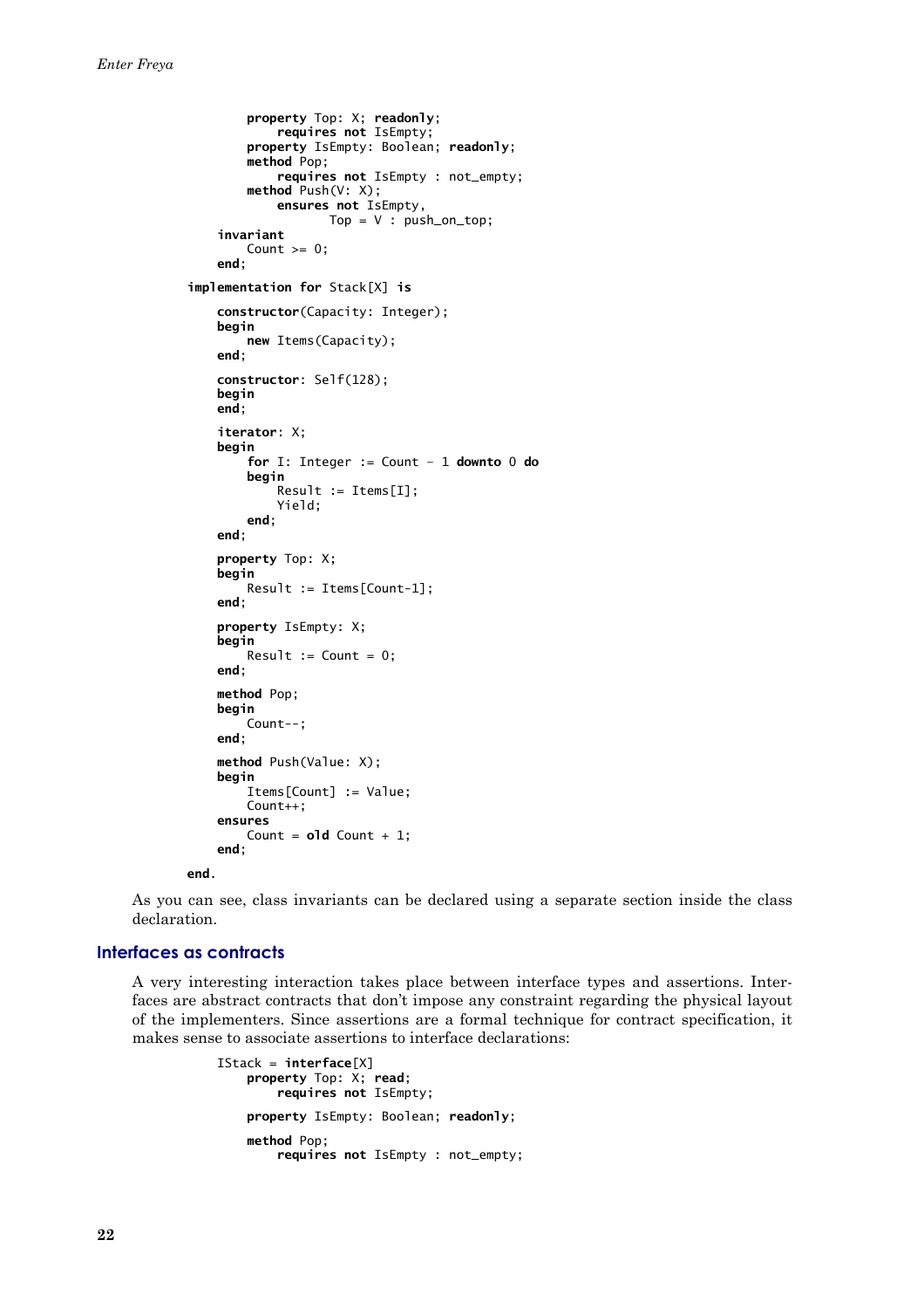```
        property Top: X; readonly;
            requires not IsEmpty;
        property IsEmpty: Boolean; readonly;
        method Pop;
            requires not IsEmpty : not_empty;
        method Push(V: X);
            ensures not IsEmpty,
                    Top = V : push_on_top;
    invariant
        Count >= 0;
    end;

implementation for Stack[X] is

    constructor(Capacity: Integer);
    begin
        new Items(Capacity);
    end;

    constructor: Self(128);
    begin
    end;

    iterator: X;
    begin
        for I: Integer := Count - 1 downto 0 do
        begin
            Result := Items[I];
            Yield;
        end;
    end;

    property Top: X;
    begin
        Result := Items[Count-1];
    end;

    property IsEmpty: X;
    begin
        Result := Count = 0;
    end;

    method Pop;
    begin
        Count--;
    end;

    method Push(Value: X);
    begin
        Items[Count] := Value;
        Count++;
    ensures
        Count = old Count + 1;
    end;

end.
```

As you can see, class invariants can be declared using a separate section inside the class declaration.

## Interfaces as contracts

A very interesting interaction takes place between interface types and assertions. Interfaces are abstract contracts that don't impose any constraint regarding the physical layout of the implementers. Since assertions are a formal technique for contract specification, it makes sense to associate assertions to interface declarations:

```
IStack = interface[X]
    property Top: X; read;
        requires not IsEmpty;

    property IsEmpty: Boolean; readonly;

    method Pop;
        requires not IsEmpty : not_empty;
```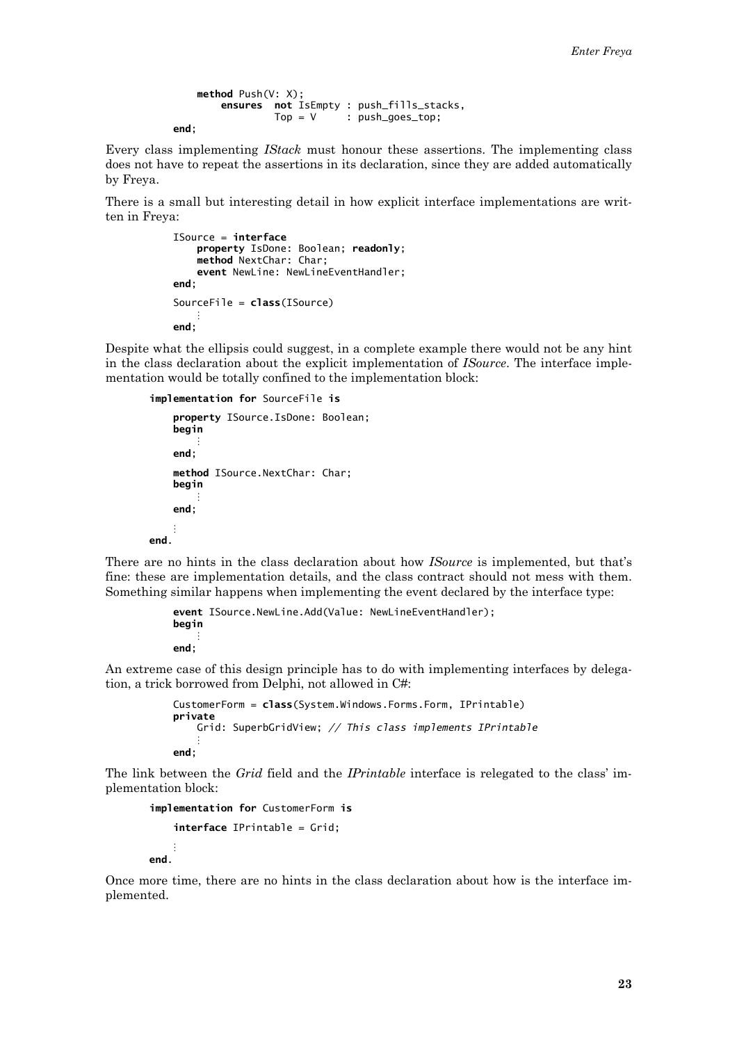```
        method Push(V: X);
            ensures  not IsEmpty : push_fills_stacks,
                     Top = V     : push_goes_top;
    end;
```

Every class implementing *IStack* must honour these assertions. The implementing class does not have to repeat the assertions in its declaration, since they are added automatically by Freya.

There is a small but interesting detail in how explicit interface implementations are written in Freya:

```
    ISource = interface
        property IsDone: Boolean; readonly;
        method NextChar: Char;
        event NewLine: NewLineEventHandler;
    end;

    SourceFile = class(ISource)
        ⋮
    end;
```

Despite what the ellipsis could suggest, in a complete example there would not be any hint in the class declaration about the explicit implementation of *ISource*. The interface implementation would be totally confined to the implementation block:

```
implementation for SourceFile is

    property ISource.IsDone: Boolean;
    begin
        ⋮
    end;

    method ISource.NextChar: Char;
    begin
        ⋮
    end;

    ⋮
end.
```

There are no hints in the class declaration about how *ISource* is implemented, but that's fine: these are implementation details, and the class contract should not mess with them. Something similar happens when implementing the event declared by the interface type:

```
    event ISource.NewLine.Add(Value: NewLineEventHandler);
    begin
        ⋮
    end;
```

An extreme case of this design principle has to do with implementing interfaces by delegation, a trick borrowed from Delphi, not allowed in C#:

```
    CustomerForm = class(System.Windows.Forms.Form, IPrintable)
    private
        Grid: SuperbGridView; // This class implements IPrintable
        ⋮
    end;
```

The link between the *Grid* field and the *IPrintable* interface is relegated to the class' implementation block:

```
implementation for CustomerForm is

    interface IPrintable = Grid;

    ⋮
end.
```

Once more time, there are no hints in the class declaration about how is the interface implemented.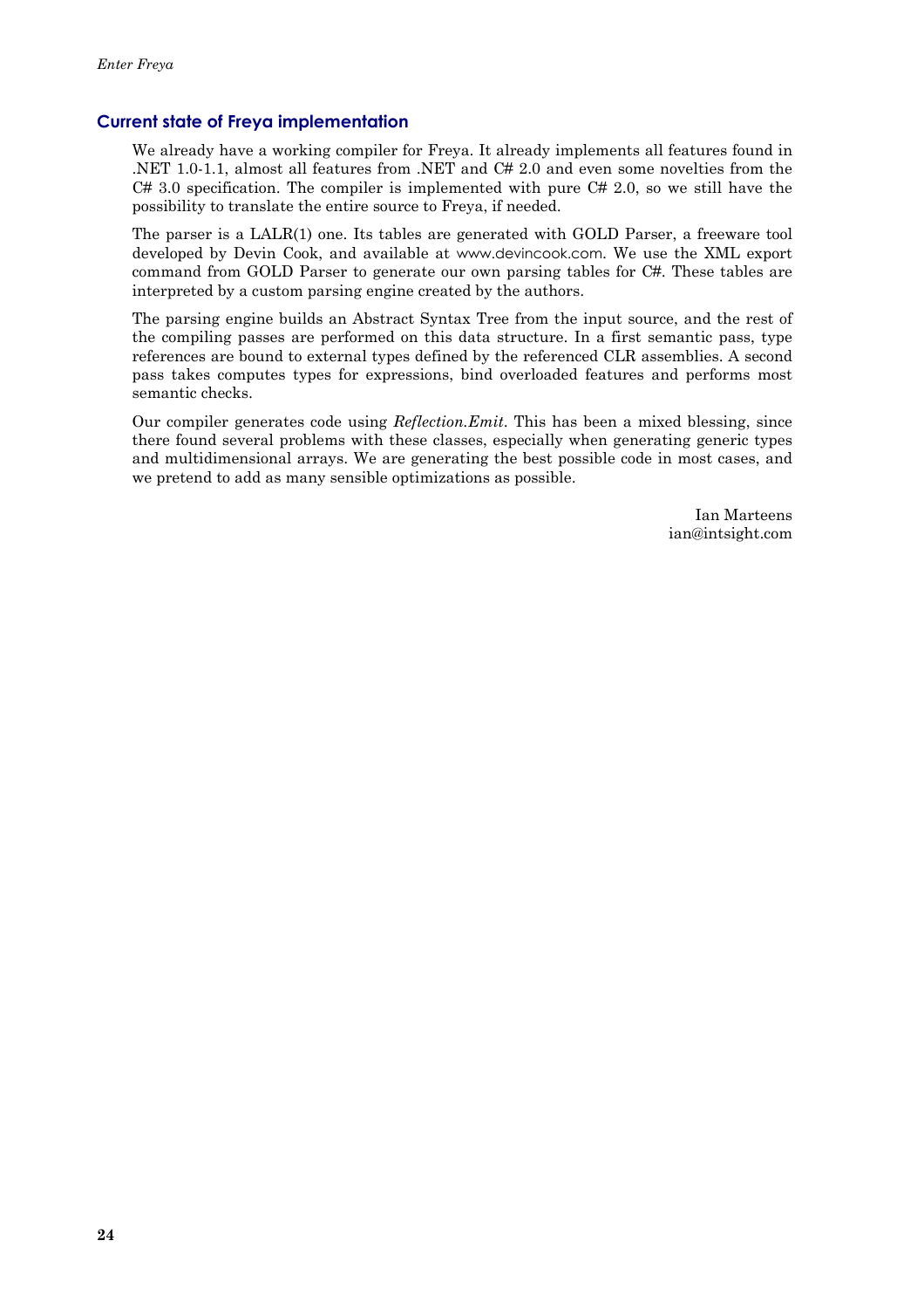## Current state of Freya implementation

We already have a working compiler for Freya. It already implements all features found in .NET 1.0-1.1, almost all features from .NET and C# 2.0 and even some novelties from the C# 3.0 specification. The compiler is implemented with pure C# 2.0, so we still have the possibility to translate the entire source to Freya, if needed.

The parser is a LALR(1) one. Its tables are generated with GOLD Parser, a freeware tool developed by Devin Cook, and available at www.devincook.com. We use the XML export command from GOLD Parser to generate our own parsing tables for C#. These tables are interpreted by a custom parsing engine created by the authors.

The parsing engine builds an Abstract Syntax Tree from the input source, and the rest of the compiling passes are performed on this data structure. In a first semantic pass, type references are bound to external types defined by the referenced CLR assemblies. A second pass takes computes types for expressions, bind overloaded features and performs most semantic checks.

Our compiler generates code using *Reflection.Emit*. This has been a mixed blessing, since there found several problems with these classes, especially when generating generic types and multidimensional arrays. We are generating the best possible code in most cases, and we pretend to add as many sensible optimizations as possible.

Ian Marteens
ian@intsight.com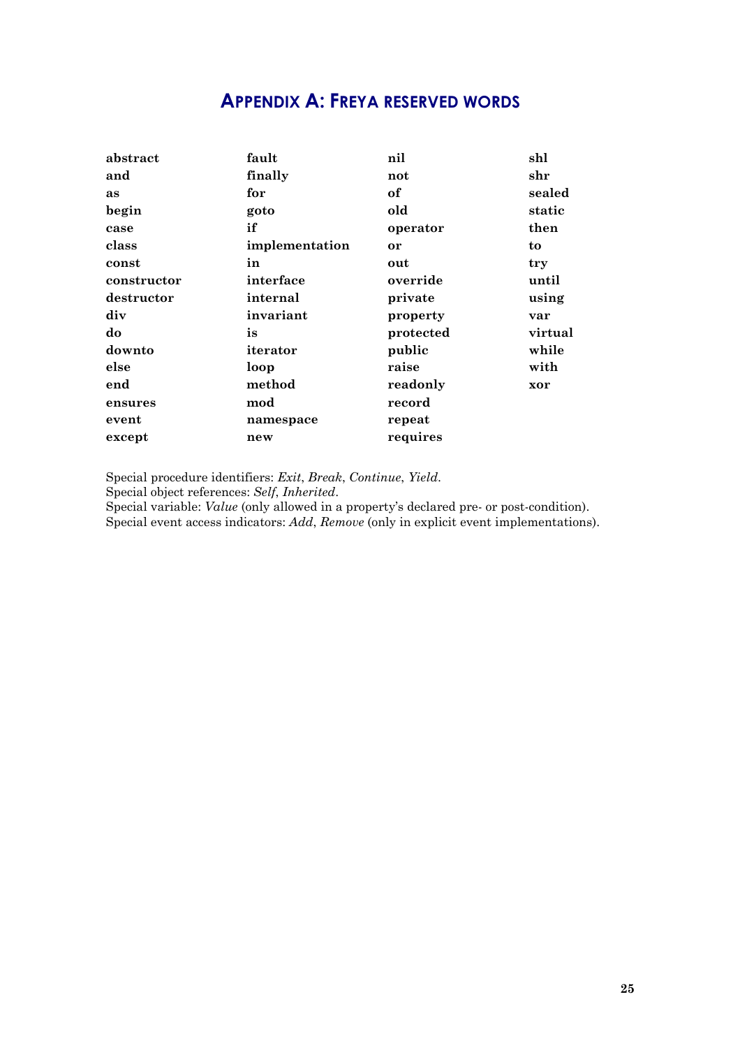# Appendix A: Freya reserved words

| | | | |
|---|---|---|---|
| **abstract** | **fault** | **nil** | **shl** |
| **and** | **finally** | **not** | **shr** |
| **as** | **for** | **of** | **sealed** |
| **begin** | **goto** | **old** | **static** |
| **case** | **if** | **operator** | **then** |
| **class** | **implementation** | **or** | **to** |
| **const** | **in** | **out** | **try** |
| **constructor** | **interface** | **override** | **until** |
| **destructor** | **internal** | **private** | **using** |
| **div** | **invariant** | **property** | **var** |
| **do** | **is** | **protected** | **virtual** |
| **downto** | **iterator** | **public** | **while** |
| **else** | **loop** | **raise** | **with** |
| **end** | **method** | **readonly** | **xor** |
| **ensures** | **mod** | **record** | |
| **event** | **namespace** | **repeat** | |
| **except** | **new** | **requires** | |

Special procedure identifiers: *Exit*, *Break*, *Continue*, *Yield*.
Special object references: *Self*, *Inherited*.
Special variable: *Value* (only allowed in a property's declared pre- or post-condition).
Special event access indicators: *Add*, *Remove* (only in explicit event implementations).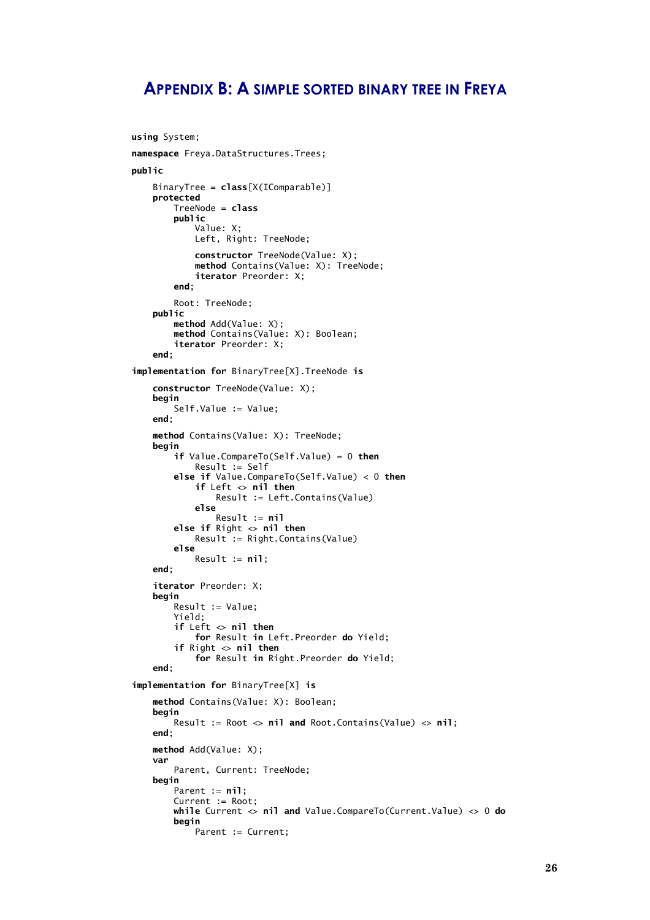# APPENDIX B: A SIMPLE SORTED BINARY TREE IN FREYA

```
using System;

namespace Freya.DataStructures.Trees;

public

    BinaryTree = class[X(IComparable)]
    protected
        TreeNode = class
        public
            Value: X;
            Left, Right: TreeNode;

            constructor TreeNode(Value: X);
            method Contains(Value: X): TreeNode;
            iterator Preorder: X;
        end;

        Root: TreeNode;
    public
        method Add(Value: X);
        method Contains(Value: X): Boolean;
        iterator Preorder: X;
    end;

implementation for BinaryTree[X].TreeNode is

    constructor TreeNode(Value: X);
    begin
        Self.Value := Value;
    end;

    method Contains(Value: X): TreeNode;
    begin
        if Value.CompareTo(Self.Value) = 0 then
            Result := Self
        else if Value.CompareTo(Self.Value) < 0 then
            if Left <> nil then
                Result := Left.Contains(Value)
            else
                Result := nil
        else if Right <> nil then
            Result := Right.Contains(Value)
        else
            Result := nil;
    end;

    iterator Preorder: X;
    begin
        Result := Value;
        Yield;
        if Left <> nil then
            for Result in Left.Preorder do Yield;
        if Right <> nil then
            for Result in Right.Preorder do Yield;
    end;

implementation for BinaryTree[X] is

    method Contains(Value: X): Boolean;
    begin
        Result := Root <> nil and Root.Contains(Value) <> nil;
    end;

    method Add(Value: X);
    var
        Parent, Current: TreeNode;
    begin
        Parent := nil;
        Current := Root;
        while Current <> nil and Value.CompareTo(Current.Value) <> 0 do
        begin
            Parent := Current;
```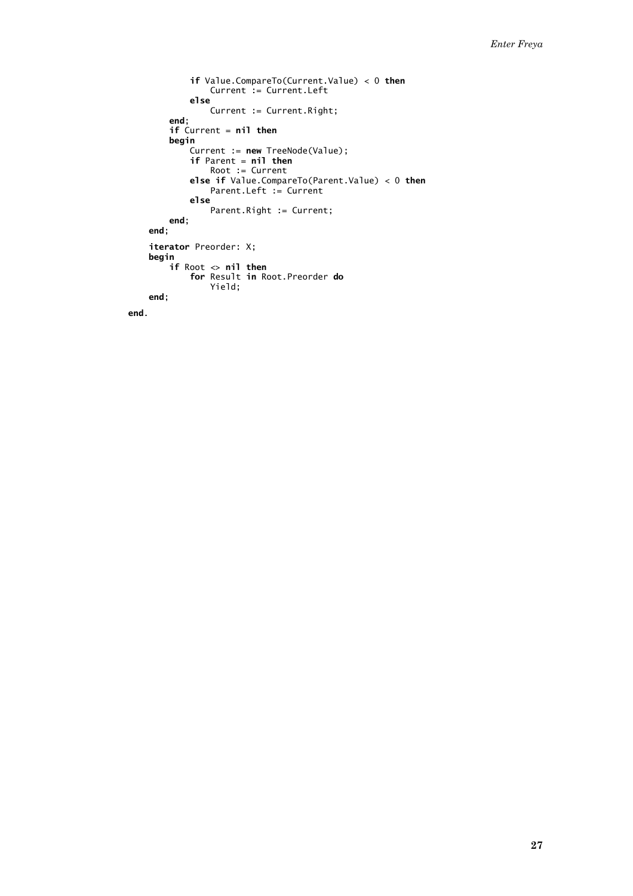```
            if Value.CompareTo(Current.Value) < 0 then
                Current := Current.Left
            else
                Current := Current.Right;
        end;
        if Current = nil then
        begin
            Current := new TreeNode(Value);
            if Parent = nil then
                Root := Current
            else if Value.CompareTo(Parent.Value) < 0 then
                Parent.Left := Current
            else
                Parent.Right := Current;
        end;
    end;

    iterator Preorder: X;
    begin
        if Root <> nil then
            for Result in Root.Preorder do
                Yield;
    end;

end.
```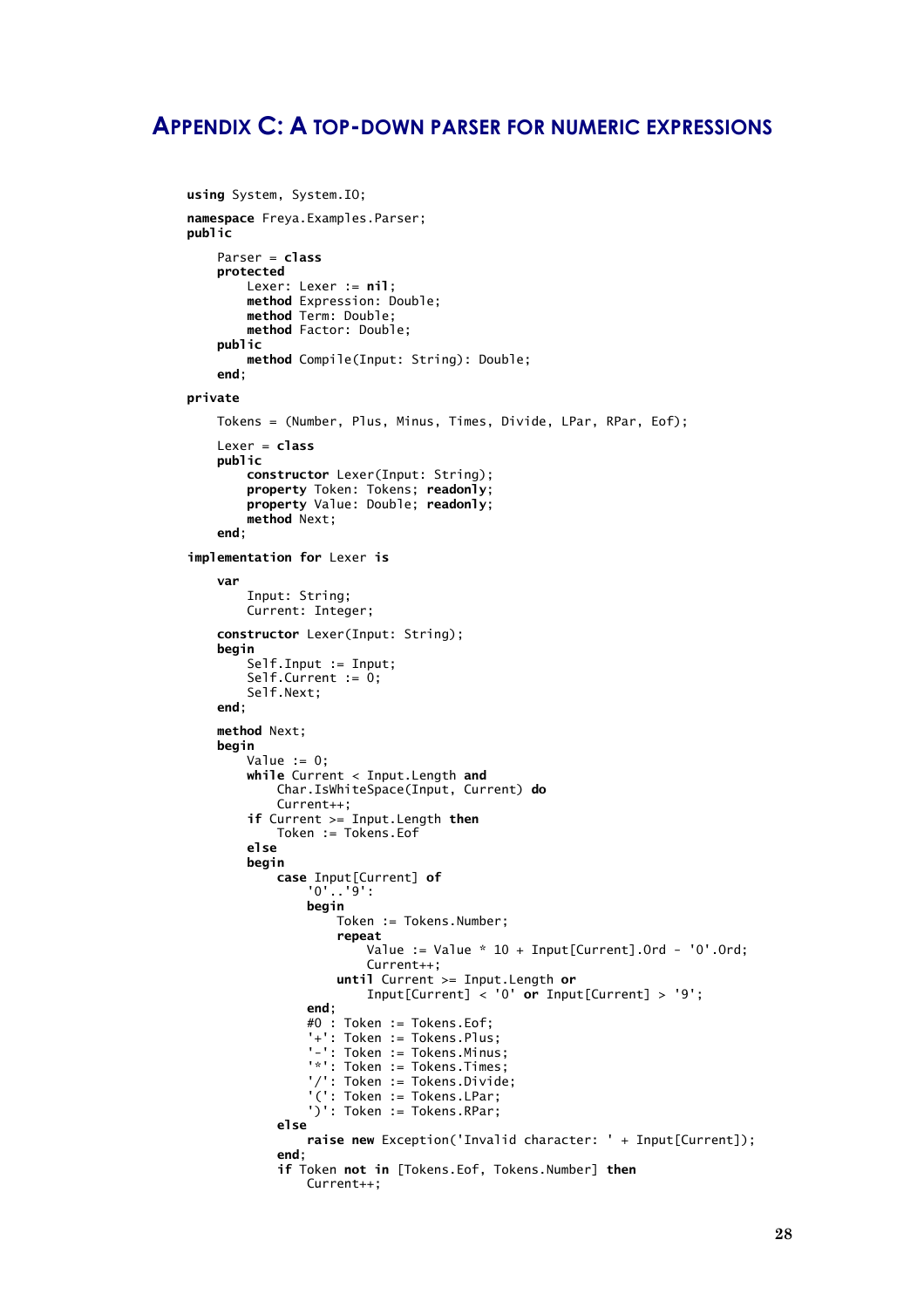# Appendix C: A top-down parser for numeric expressions

```
using System, System.IO;

namespace Freya.Examples.Parser;
public

    Parser = class
    protected
        Lexer: Lexer := nil;
        method Expression: Double;
        method Term: Double;
        method Factor: Double;
    public
        method Compile(Input: String): Double;
    end;

private

    Tokens = (Number, Plus, Minus, Times, Divide, LPar, RPar, Eof);

    Lexer = class
    public
        constructor Lexer(Input: String);
        property Token: Tokens; readonly;
        property Value: Double; readonly;
        method Next;
    end;

implementation for Lexer is

    var
        Input: String;
        Current: Integer;

    constructor Lexer(Input: String);
    begin
        Self.Input := Input;
        Self.Current := 0;
        Self.Next;
    end;

    method Next;
    begin
        Value := 0;
        while Current < Input.Length and
            Char.IsWhiteSpace(Input, Current) do
            Current++;
        if Current >= Input.Length then
            Token := Tokens.Eof
        else
        begin
            case Input[Current] of
                '0'..'9':
                begin
                    Token := Tokens.Number;
                    repeat
                        Value := Value * 10 + Input[Current].Ord - '0'.Ord;
                        Current++;
                    until Current >= Input.Length or
                        Input[Current] < '0' or Input[Current] > '9';
                end;
                #0 : Token := Tokens.Eof;
                '+': Token := Tokens.Plus;
                '-': Token := Tokens.Minus;
                '*': Token := Tokens.Times;
                '/': Token := Tokens.Divide;
                '(': Token := Tokens.LPar;
                ')': Token := Tokens.RPar;
            else
                raise new Exception('Invalid character: ' + Input[Current]);
            end;
            if Token not in [Tokens.Eof, Tokens.Number] then
                Current++;
```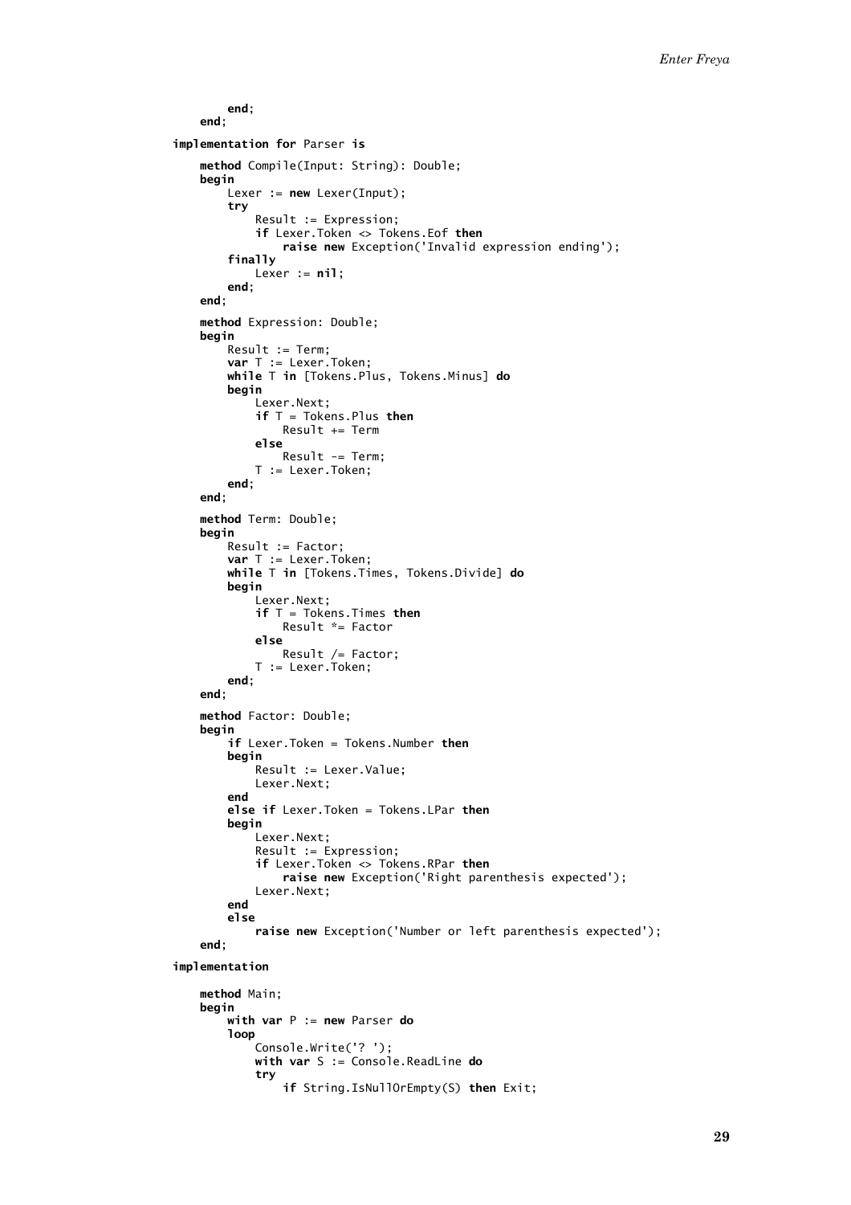```
        end;
    end;

implementation for Parser is

    method Compile(Input: String): Double;
    begin
        Lexer := new Lexer(Input);
        try
            Result := Expression;
            if Lexer.Token <> Tokens.Eof then
                raise new Exception('Invalid expression ending');
        finally
            Lexer := nil;
        end;
    end;

    method Expression: Double;
    begin
        Result := Term;
        var T := Lexer.Token;
        while T in [Tokens.Plus, Tokens.Minus] do
        begin
            Lexer.Next;
            if T = Tokens.Plus then
                Result += Term
            else
                Result -= Term;
            T := Lexer.Token;
        end;
    end;

    method Term: Double;
    begin
        Result := Factor;
        var T := Lexer.Token;
        while T in [Tokens.Times, Tokens.Divide] do
        begin
            Lexer.Next;
            if T = Tokens.Times then
                Result *= Factor
            else
                Result /= Factor;
            T := Lexer.Token;
        end;
    end;

    method Factor: Double;
    begin
        if Lexer.Token = Tokens.Number then
        begin
            Result := Lexer.Value;
            Lexer.Next;
        end
        else if Lexer.Token = Tokens.LPar then
        begin
            Lexer.Next;
            Result := Expression;
            if Lexer.Token <> Tokens.RPar then
                raise new Exception('Right parenthesis expected');
            Lexer.Next;
        end
        else
            raise new Exception('Number or left parenthesis expected');
    end;

implementation

    method Main;
    begin
        with var P := new Parser do
        loop
            Console.Write('? ');
            with var S := Console.ReadLine do
            try
                if String.IsNullOrEmpty(S) then Exit;
```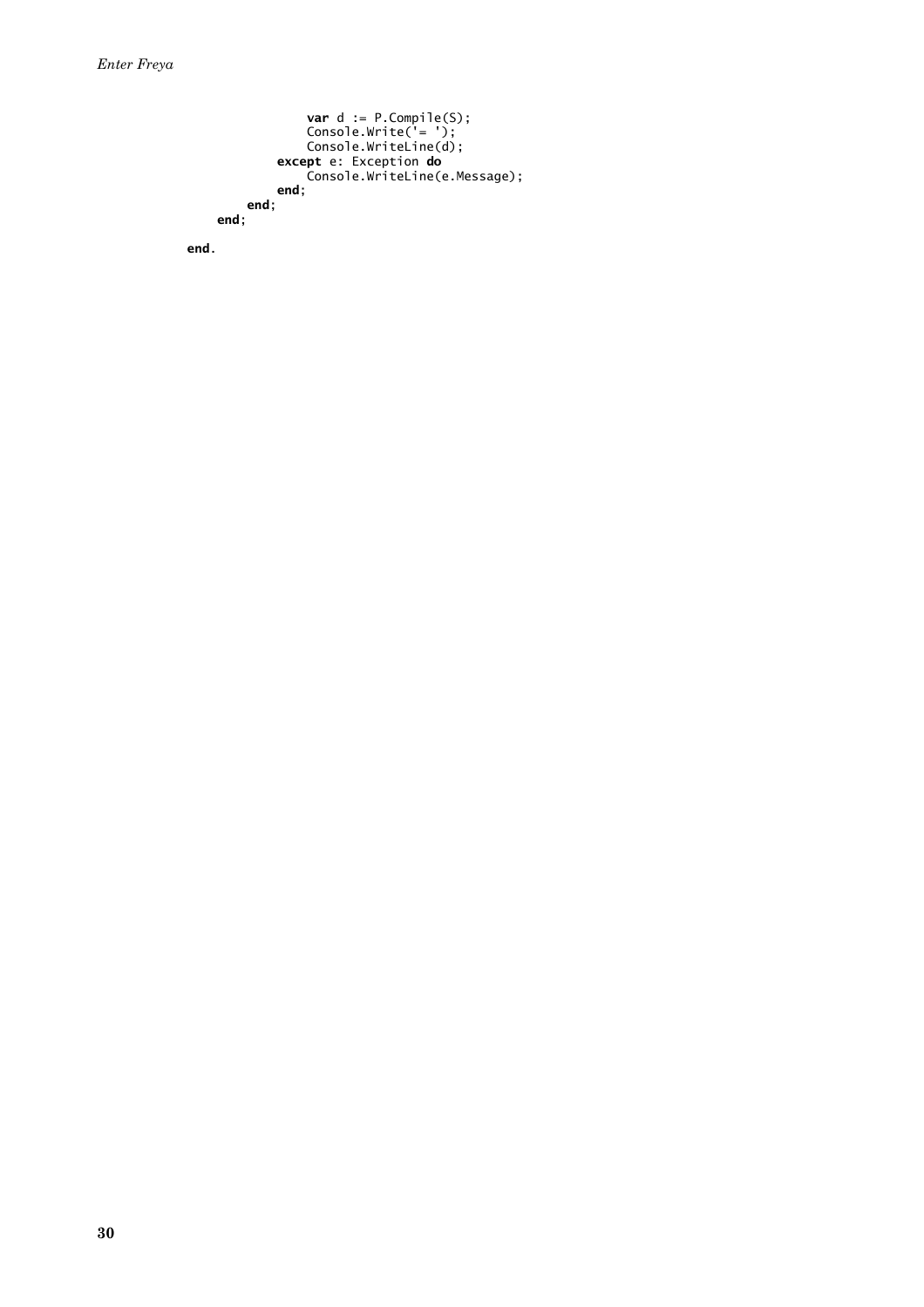```
                var d := P.Compile(S);
                Console.Write('= ');
                Console.WriteLine(d);
            except e: Exception do
                Console.WriteLine(e.Message);
            end;
        end;
    end;

end.
```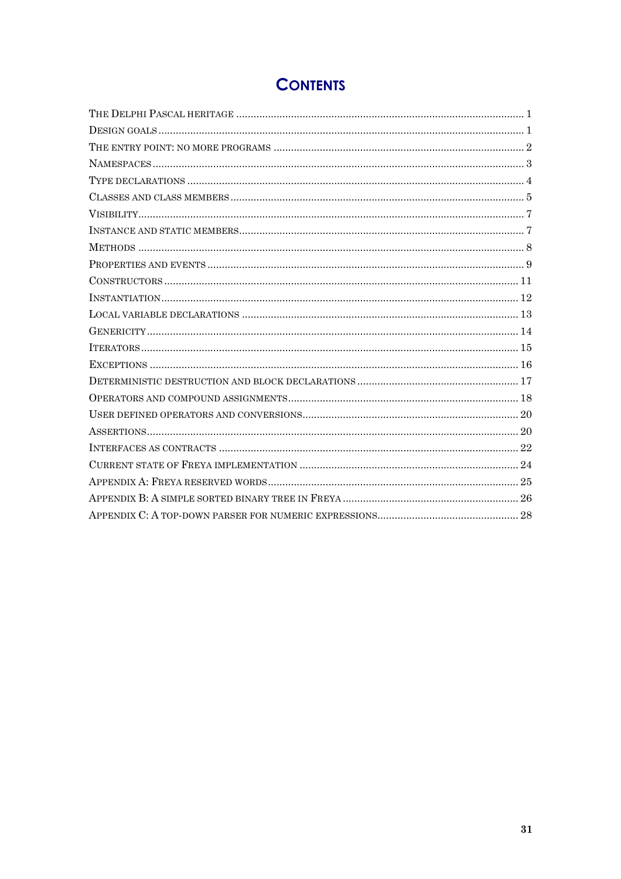# CONTENTS

THE DELPHI PASCAL HERITAGE ........ 1
DESIGN GOALS ........ 1
THE ENTRY POINT: NO MORE PROGRAMS ........ 2
NAMESPACES ........ 3
TYPE DECLARATIONS ........ 4
CLASSES AND CLASS MEMBERS ........ 5
VISIBILITY ........ 7
INSTANCE AND STATIC MEMBERS ........ 7
METHODS ........ 8
PROPERTIES AND EVENTS ........ 9
CONSTRUCTORS ........ 11
INSTANTIATION ........ 12
LOCAL VARIABLE DECLARATIONS ........ 13
GENERICITY ........ 14
ITERATORS ........ 15
EXCEPTIONS ........ 16
DETERMINISTIC DESTRUCTION AND BLOCK DECLARATIONS ........ 17
OPERATORS AND COMPOUND ASSIGNMENTS ........ 18
USER DEFINED OPERATORS AND CONVERSIONS ........ 20
ASSERTIONS ........ 20
INTERFACES AS CONTRACTS ........ 22
CURRENT STATE OF FREYA IMPLEMENTATION ........ 24
APPENDIX A: FREYA RESERVED WORDS ........ 25
APPENDIX B: A SIMPLE SORTED BINARY TREE IN FREYA ........ 26
APPENDIX C: A TOP-DOWN PARSER FOR NUMERIC EXPRESSIONS ........ 28